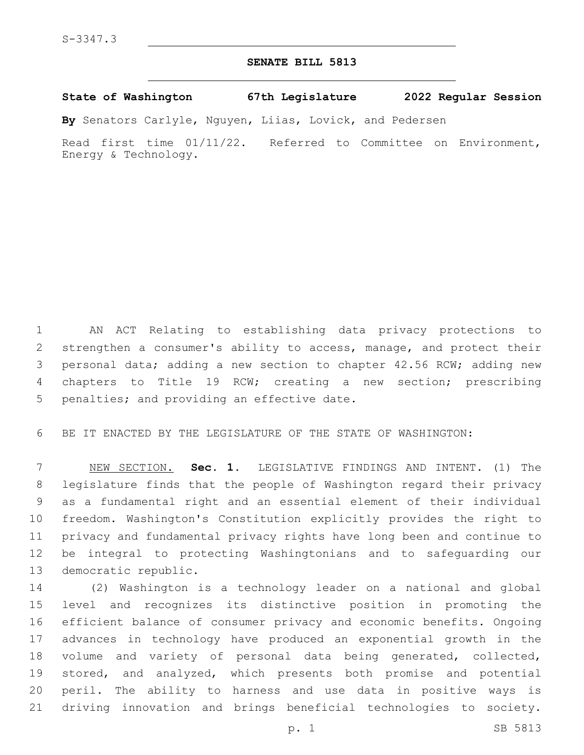S-3347.3

# SENATE BILL 5813

**State of Washington 67th Legislature 2022 Regular Session**

**By** Senators Carlyle, Nguyen, Liias, Lovick, and Pedersen

Read first time 01/11/22. Referred to Committee on Environment, Energy & Technology.

AN ACT Relating to establishing data privacy protections to strengthen a consumer's ability to access, manage, and protect their personal data; adding a new section to chapter 42.56 RCW; adding new chapters to Title 19 RCW; creating a new section; prescribing penalties; and providing an effective date.

BE IT ENACTED BY THE LEGISLATURE OF THE STATE OF WASHINGTON:

NEW SECTION. **Sec. 1.** LEGISLATIVE FINDINGS AND INTENT. (1) The legislature finds that the people of Washington regard their privacy as a fundamental right and an essential element of their individual freedom. Washington's Constitution explicitly provides the right to privacy and fundamental privacy rights have long been and continue to be integral to protecting Washingtonians and to safeguarding our democratic republic.

(2) Washington is a technology leader on a national and global level and recognizes its distinctive position in promoting the efficient balance of consumer privacy and economic benefits. Ongoing advances in technology have produced an exponential growth in the volume and variety of personal data being generated, collected, stored, and analyzed, which presents both promise and potential peril. The ability to harness and use data in positive ways is driving innovation and brings beneficial technologies to society.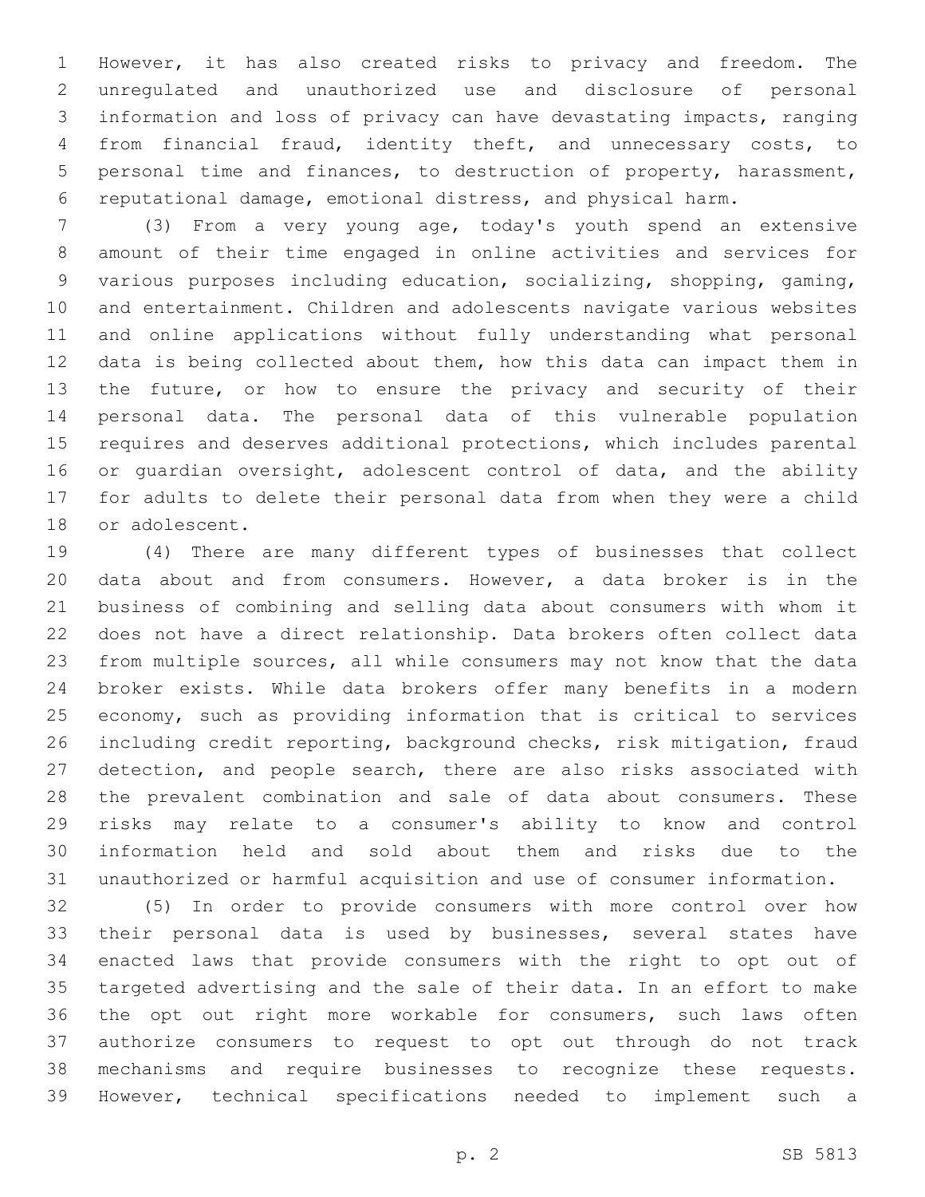However, it has also created risks to privacy and freedom. The unregulated and unauthorized use and disclosure of personal information and loss of privacy can have devastating impacts, ranging from financial fraud, identity theft, and unnecessary costs, to personal time and finances, to destruction of property, harassment, reputational damage, emotional distress, and physical harm.

(3) From a very young age, today's youth spend an extensive amount of their time engaged in online activities and services for various purposes including education, socializing, shopping, gaming, and entertainment. Children and adolescents navigate various websites and online applications without fully understanding what personal data is being collected about them, how this data can impact them in the future, or how to ensure the privacy and security of their personal data. The personal data of this vulnerable population requires and deserves additional protections, which includes parental or guardian oversight, adolescent control of data, and the ability for adults to delete their personal data from when they were a child or adolescent.

(4) There are many different types of businesses that collect data about and from consumers. However, a data broker is in the business of combining and selling data about consumers with whom it does not have a direct relationship. Data brokers often collect data from multiple sources, all while consumers may not know that the data broker exists. While data brokers offer many benefits in a modern economy, such as providing information that is critical to services including credit reporting, background checks, risk mitigation, fraud detection, and people search, there are also risks associated with the prevalent combination and sale of data about consumers. These risks may relate to a consumer's ability to know and control information held and sold about them and risks due to the unauthorized or harmful acquisition and use of consumer information.

(5) In order to provide consumers with more control over how their personal data is used by businesses, several states have enacted laws that provide consumers with the right to opt out of targeted advertising and the sale of their data. In an effort to make the opt out right more workable for consumers, such laws often authorize consumers to request to opt out through do not track mechanisms and require businesses to recognize these requests. However, technical specifications needed to implement such a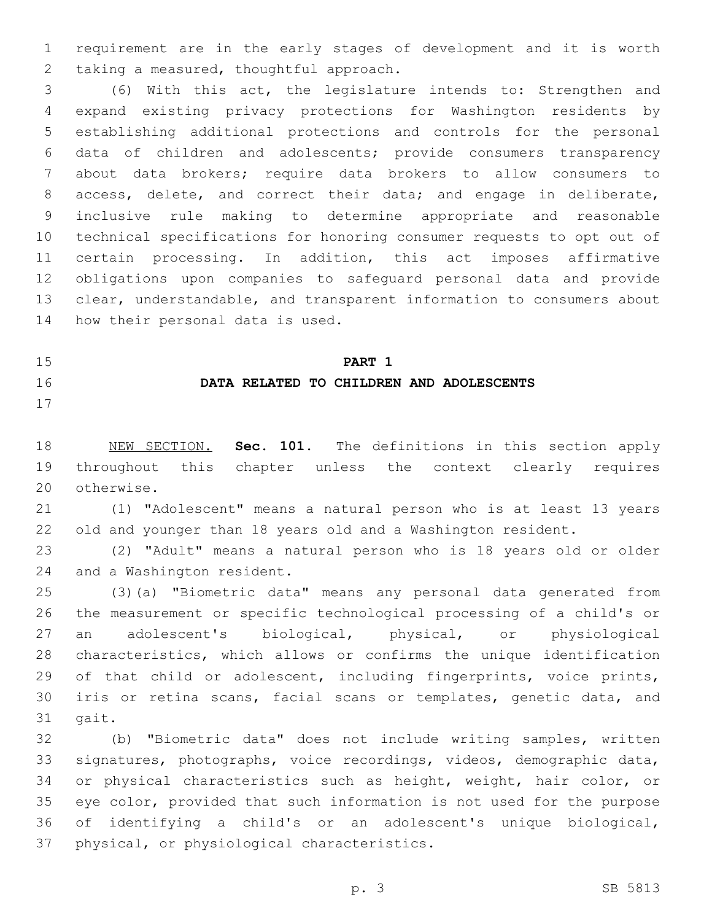requirement are in the early stages of development and it is worth taking a measured, thoughtful approach.

(6) With this act, the legislature intends to: Strengthen and expand existing privacy protections for Washington residents by establishing additional protections and controls for the personal data of children and adolescents; provide consumers transparency about data brokers; require data brokers to allow consumers to access, delete, and correct their data; and engage in deliberate, inclusive rule making to determine appropriate and reasonable technical specifications for honoring consumer requests to opt out of certain processing. In addition, this act imposes affirmative obligations upon companies to safeguard personal data and provide clear, understandable, and transparent information to consumers about how their personal data is used.

## PART 1
## DATA RELATED TO CHILDREN AND ADOLESCENTS

NEW SECTION. **Sec. 101.** The definitions in this section apply throughout this chapter unless the context clearly requires otherwise.

(1) "Adolescent" means a natural person who is at least 13 years old and younger than 18 years old and a Washington resident.

(2) "Adult" means a natural person who is 18 years old or older and a Washington resident.

(3)(a) "Biometric data" means any personal data generated from the measurement or specific technological processing of a child's or an adolescent's biological, physical, or physiological characteristics, which allows or confirms the unique identification of that child or adolescent, including fingerprints, voice prints, iris or retina scans, facial scans or templates, genetic data, and gait.

(b) "Biometric data" does not include writing samples, written signatures, photographs, voice recordings, videos, demographic data, or physical characteristics such as height, weight, hair color, or eye color, provided that such information is not used for the purpose of identifying a child's or an adolescent's unique biological, physical, or physiological characteristics.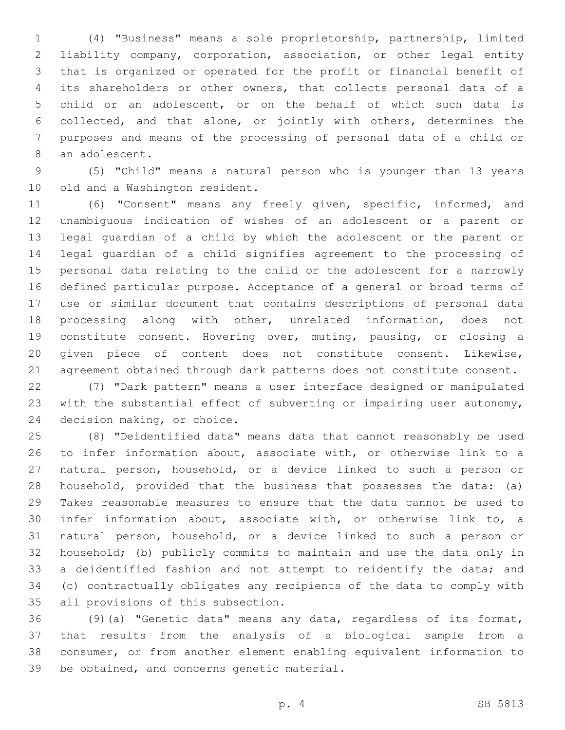(4) "Business" means a sole proprietorship, partnership, limited liability company, corporation, association, or other legal entity that is organized or operated for the profit or financial benefit of its shareholders or other owners, that collects personal data of a child or an adolescent, or on the behalf of which such data is collected, and that alone, or jointly with others, determines the purposes and means of the processing of personal data of a child or an adolescent.

(5) "Child" means a natural person who is younger than 13 years old and a Washington resident.

(6) "Consent" means any freely given, specific, informed, and unambiguous indication of wishes of an adolescent or a parent or legal guardian of a child by which the adolescent or the parent or legal guardian of a child signifies agreement to the processing of personal data relating to the child or the adolescent for a narrowly defined particular purpose. Acceptance of a general or broad terms of use or similar document that contains descriptions of personal data processing along with other, unrelated information, does not constitute consent. Hovering over, muting, pausing, or closing a given piece of content does not constitute consent. Likewise, agreement obtained through dark patterns does not constitute consent.

(7) "Dark pattern" means a user interface designed or manipulated with the substantial effect of subverting or impairing user autonomy, decision making, or choice.

(8) "Deidentified data" means data that cannot reasonably be used to infer information about, associate with, or otherwise link to a natural person, household, or a device linked to such a person or household, provided that the business that possesses the data: (a) Takes reasonable measures to ensure that the data cannot be used to infer information about, associate with, or otherwise link to, a natural person, household, or a device linked to such a person or household; (b) publicly commits to maintain and use the data only in a deidentified fashion and not attempt to reidentify the data; and (c) contractually obligates any recipients of the data to comply with all provisions of this subsection.

(9)(a) "Genetic data" means any data, regardless of its format, that results from the analysis of a biological sample from a consumer, or from another element enabling equivalent information to be obtained, and concerns genetic material.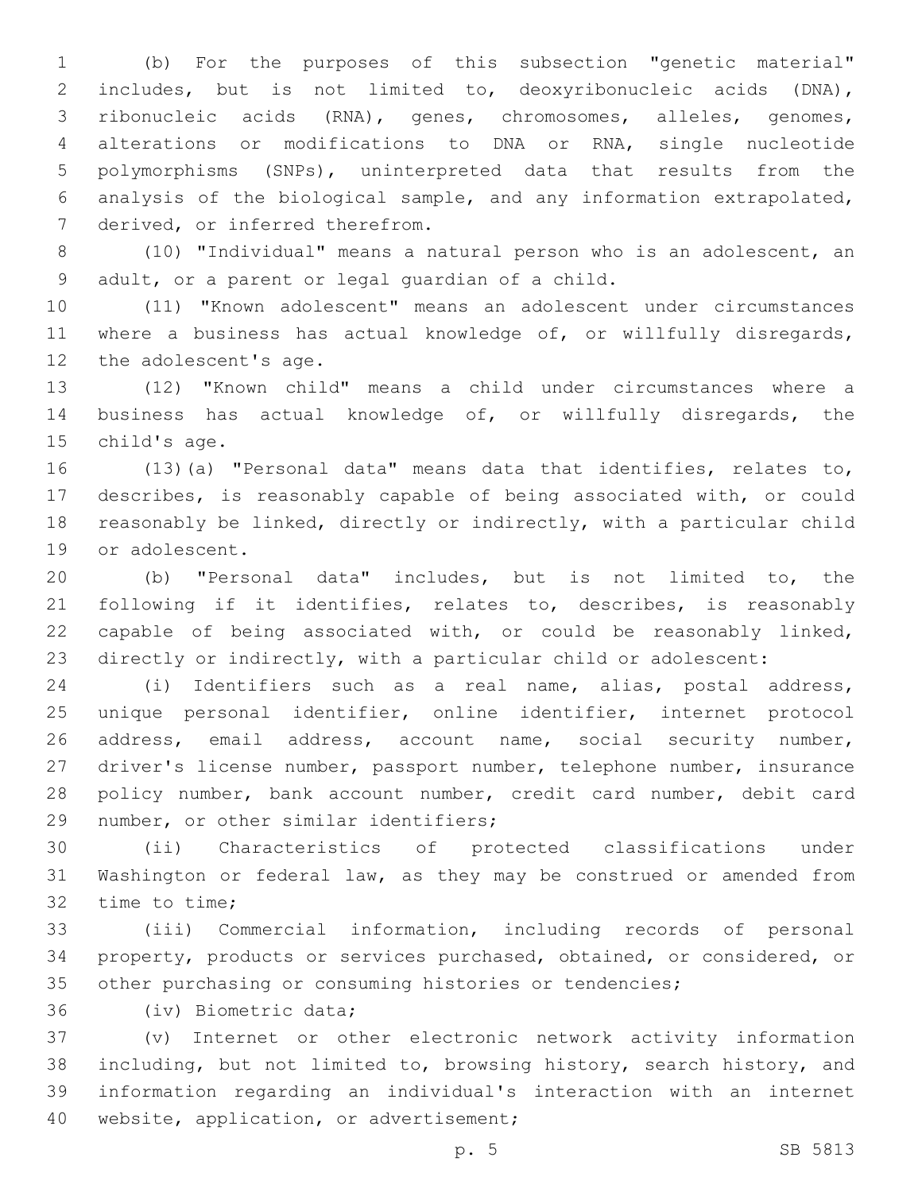(b) For the purposes of this subsection "genetic material" includes, but is not limited to, deoxyribonucleic acids (DNA), ribonucleic acids (RNA), genes, chromosomes, alleles, genomes, alterations or modifications to DNA or RNA, single nucleotide polymorphisms (SNPs), uninterpreted data that results from the analysis of the biological sample, and any information extrapolated, derived, or inferred therefrom.

(10) "Individual" means a natural person who is an adolescent, an adult, or a parent or legal guardian of a child.

(11) "Known adolescent" means an adolescent under circumstances where a business has actual knowledge of, or willfully disregards, the adolescent's age.

(12) "Known child" means a child under circumstances where a business has actual knowledge of, or willfully disregards, the child's age.

(13)(a) "Personal data" means data that identifies, relates to, describes, is reasonably capable of being associated with, or could reasonably be linked, directly or indirectly, with a particular child or adolescent.

(b) "Personal data" includes, but is not limited to, the following if it identifies, relates to, describes, is reasonably capable of being associated with, or could be reasonably linked, directly or indirectly, with a particular child or adolescent:

(i) Identifiers such as a real name, alias, postal address, unique personal identifier, online identifier, internet protocol address, email address, account name, social security number, driver's license number, passport number, telephone number, insurance policy number, bank account number, credit card number, debit card number, or other similar identifiers;

(ii) Characteristics of protected classifications under Washington or federal law, as they may be construed or amended from time to time;

(iii) Commercial information, including records of personal property, products or services purchased, obtained, or considered, or other purchasing or consuming histories or tendencies;

(iv) Biometric data;

(v) Internet or other electronic network activity information including, but not limited to, browsing history, search history, and information regarding an individual's interaction with an internet website, application, or advertisement;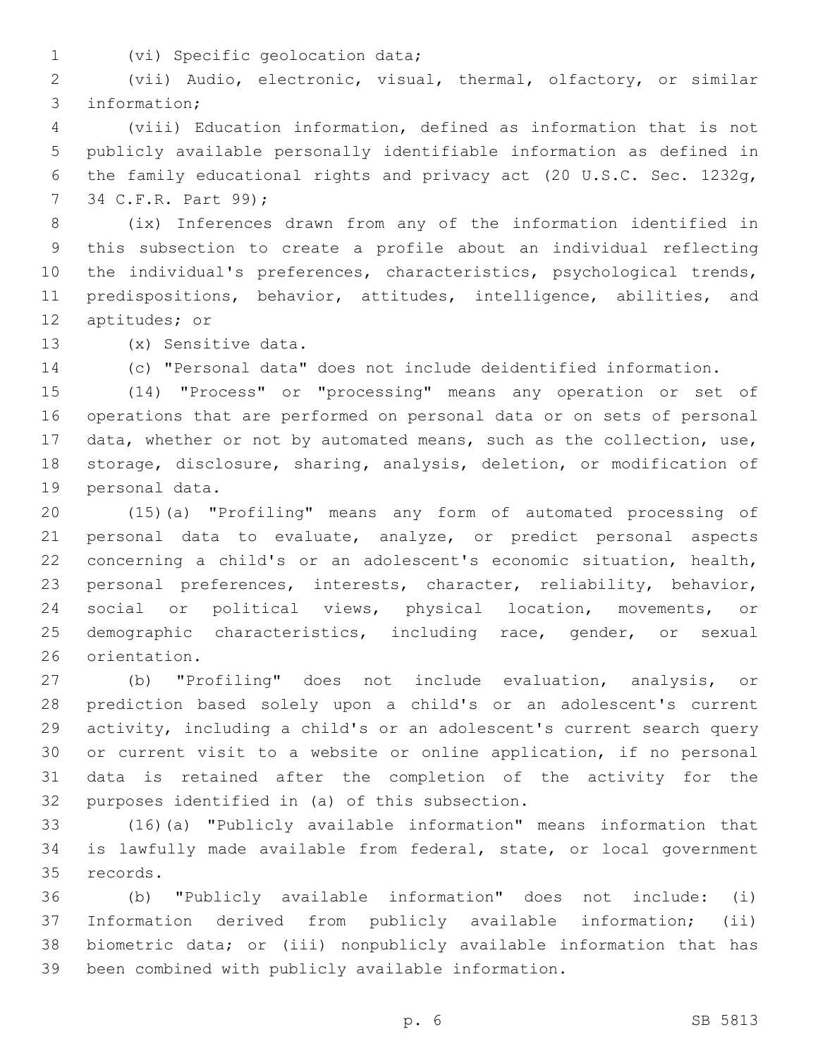(vi) Specific geolocation data;

(vii) Audio, electronic, visual, thermal, olfactory, or similar information;

(viii) Education information, defined as information that is not publicly available personally identifiable information as defined in the family educational rights and privacy act (20 U.S.C. Sec. 1232g, 34 C.F.R. Part 99);

(ix) Inferences drawn from any of the information identified in this subsection to create a profile about an individual reflecting the individual's preferences, characteristics, psychological trends, predispositions, behavior, attitudes, intelligence, abilities, and aptitudes; or

(x) Sensitive data.

(c) "Personal data" does not include deidentified information.

(14) "Process" or "processing" means any operation or set of operations that are performed on personal data or on sets of personal data, whether or not by automated means, such as the collection, use, storage, disclosure, sharing, analysis, deletion, or modification of personal data.

(15)(a) "Profiling" means any form of automated processing of personal data to evaluate, analyze, or predict personal aspects concerning a child's or an adolescent's economic situation, health, personal preferences, interests, character, reliability, behavior, social or political views, physical location, movements, or demographic characteristics, including race, gender, or sexual orientation.

(b) "Profiling" does not include evaluation, analysis, or prediction based solely upon a child's or an adolescent's current activity, including a child's or an adolescent's current search query or current visit to a website or online application, if no personal data is retained after the completion of the activity for the purposes identified in (a) of this subsection.

(16)(a) "Publicly available information" means information that is lawfully made available from federal, state, or local government records.

(b) "Publicly available information" does not include: (i) Information derived from publicly available information; (ii) biometric data; or (iii) nonpublicly available information that has been combined with publicly available information.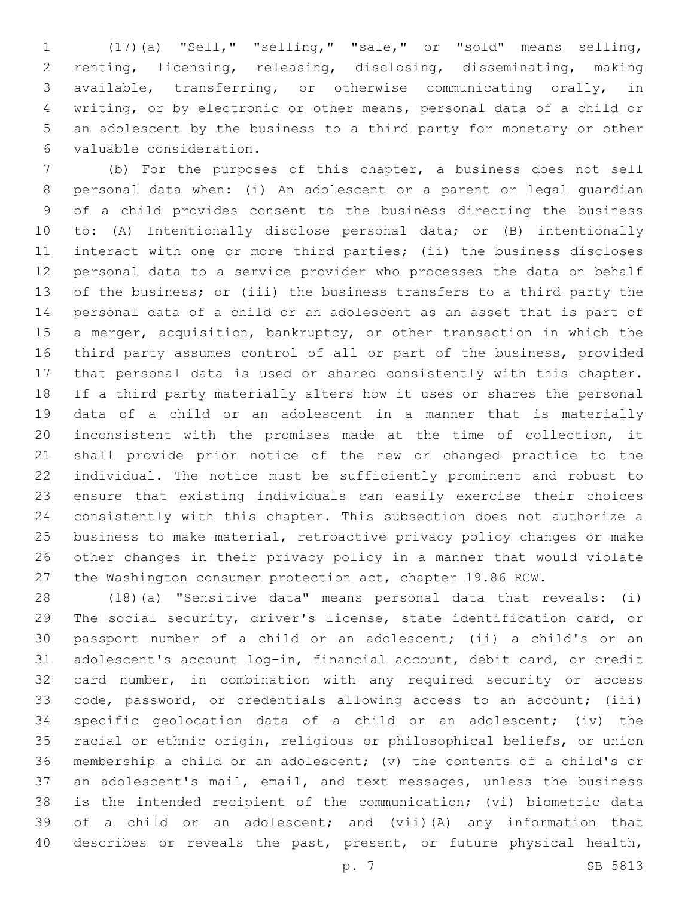(17)(a) "Sell," "selling," "sale," or "sold" means selling, renting, licensing, releasing, disclosing, disseminating, making available, transferring, or otherwise communicating orally, in writing, or by electronic or other means, personal data of a child or an adolescent by the business to a third party for monetary or other valuable consideration.

(b) For the purposes of this chapter, a business does not sell personal data when: (i) An adolescent or a parent or legal guardian of a child provides consent to the business directing the business to: (A) Intentionally disclose personal data; or (B) intentionally interact with one or more third parties; (ii) the business discloses personal data to a service provider who processes the data on behalf of the business; or (iii) the business transfers to a third party the personal data of a child or an adolescent as an asset that is part of a merger, acquisition, bankruptcy, or other transaction in which the third party assumes control of all or part of the business, provided that personal data is used or shared consistently with this chapter. If a third party materially alters how it uses or shares the personal data of a child or an adolescent in a manner that is materially inconsistent with the promises made at the time of collection, it shall provide prior notice of the new or changed practice to the individual. The notice must be sufficiently prominent and robust to ensure that existing individuals can easily exercise their choices consistently with this chapter. This subsection does not authorize a business to make material, retroactive privacy policy changes or make other changes in their privacy policy in a manner that would violate the Washington consumer protection act, chapter 19.86 RCW.

(18)(a) "Sensitive data" means personal data that reveals: (i) The social security, driver's license, state identification card, or passport number of a child or an adolescent; (ii) a child's or an adolescent's account log-in, financial account, debit card, or credit card number, in combination with any required security or access code, password, or credentials allowing access to an account; (iii) specific geolocation data of a child or an adolescent; (iv) the racial or ethnic origin, religious or philosophical beliefs, or union membership a child or an adolescent; (v) the contents of a child's or an adolescent's mail, email, and text messages, unless the business is the intended recipient of the communication; (vi) biometric data of a child or an adolescent; and (vii)(A) any information that describes or reveals the past, present, or future physical health,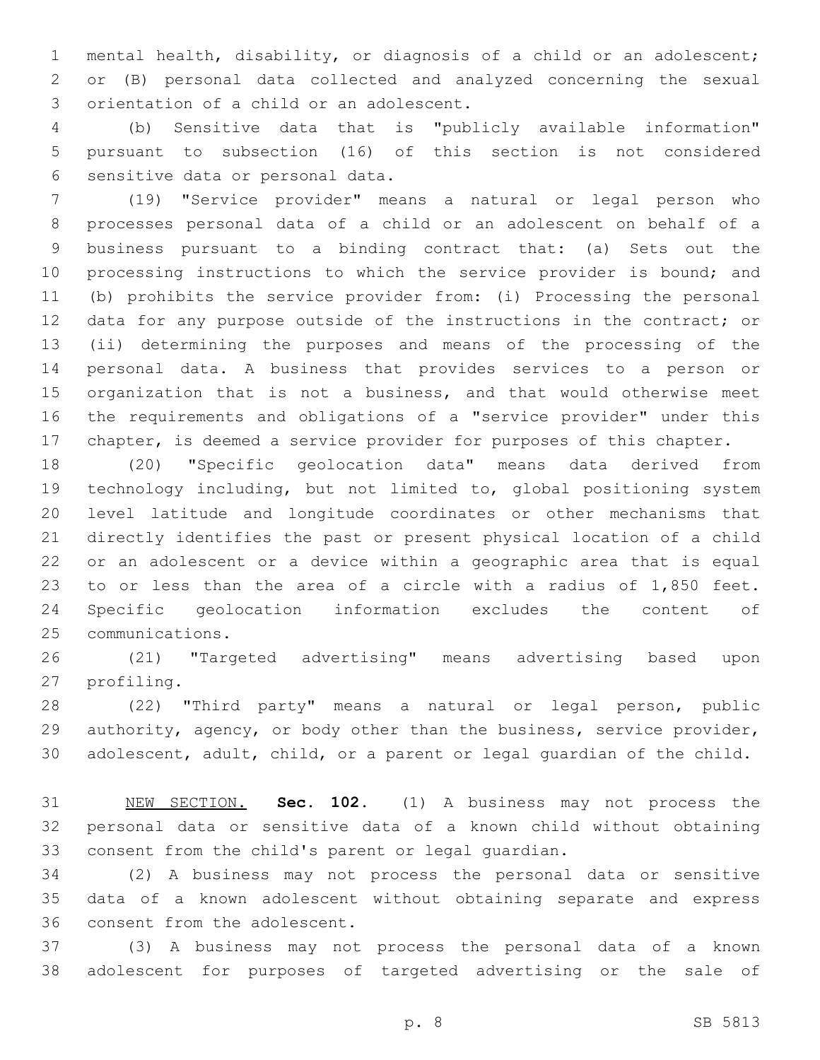mental health, disability, or diagnosis of a child or an adolescent; or (B) personal data collected and analyzed concerning the sexual orientation of a child or an adolescent.

(b) Sensitive data that is "publicly available information" pursuant to subsection (16) of this section is not considered sensitive data or personal data.

(19) "Service provider" means a natural or legal person who processes personal data of a child or an adolescent on behalf of a business pursuant to a binding contract that: (a) Sets out the processing instructions to which the service provider is bound; and (b) prohibits the service provider from: (i) Processing the personal data for any purpose outside of the instructions in the contract; or (ii) determining the purposes and means of the processing of the personal data. A business that provides services to a person or organization that is not a business, and that would otherwise meet the requirements and obligations of a "service provider" under this chapter, is deemed a service provider for purposes of this chapter.

(20) "Specific geolocation data" means data derived from technology including, but not limited to, global positioning system level latitude and longitude coordinates or other mechanisms that directly identifies the past or present physical location of a child or an adolescent or a device within a geographic area that is equal to or less than the area of a circle with a radius of 1,850 feet. Specific geolocation information excludes the content of communications.

(21) "Targeted advertising" means advertising based upon profiling.

(22) "Third party" means a natural or legal person, public authority, agency, or body other than the business, service provider, adolescent, adult, child, or a parent or legal guardian of the child.

NEW SECTION. **Sec. 102.** (1) A business may not process the personal data or sensitive data of a known child without obtaining consent from the child's parent or legal guardian.

(2) A business may not process the personal data or sensitive data of a known adolescent without obtaining separate and express consent from the adolescent.

(3) A business may not process the personal data of a known adolescent for purposes of targeted advertising or the sale of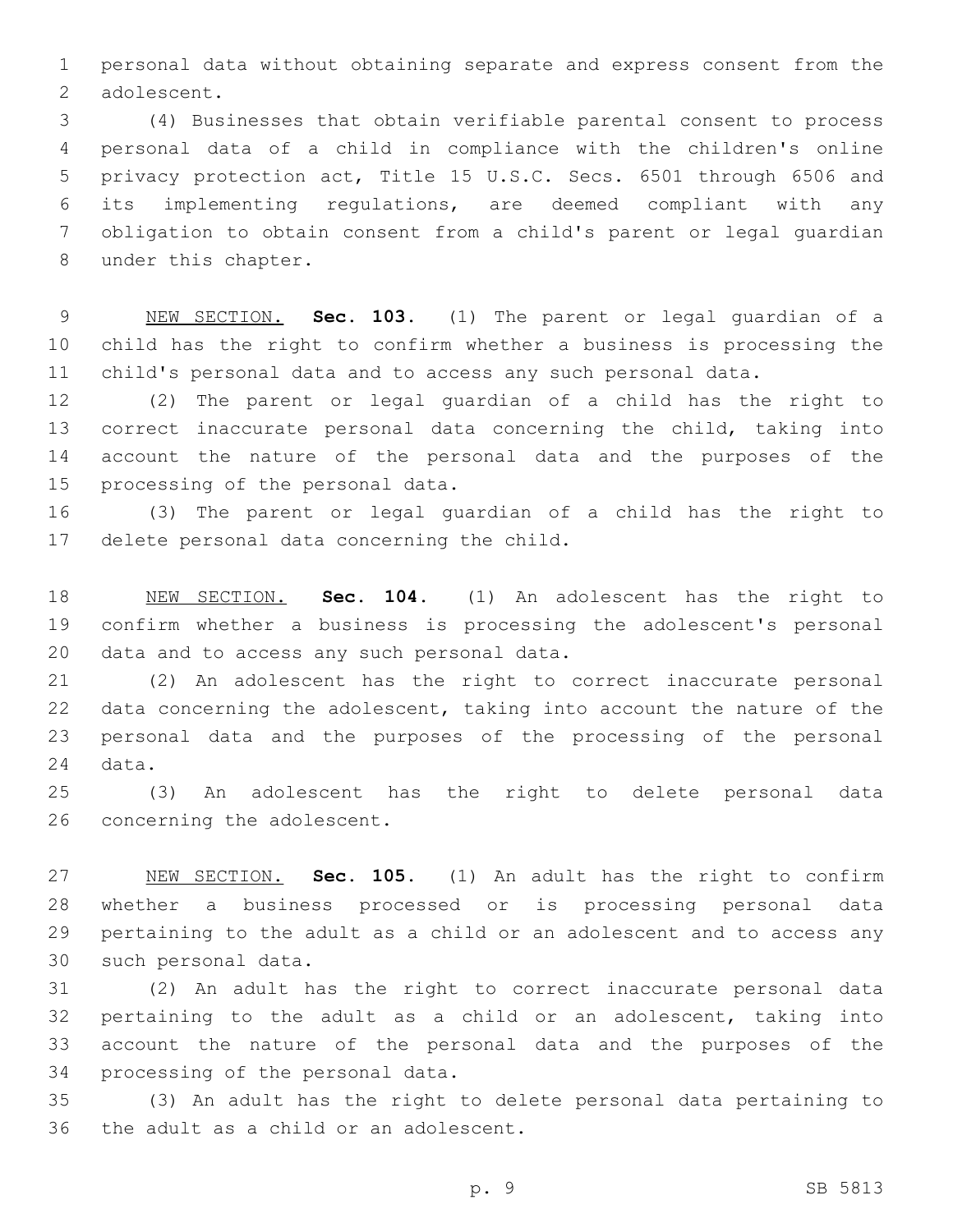personal data without obtaining separate and express consent from the adolescent.

(4) Businesses that obtain verifiable parental consent to process personal data of a child in compliance with the children's online privacy protection act, Title 15 U.S.C. Secs. 6501 through 6506 and its implementing regulations, are deemed compliant with any obligation to obtain consent from a child's parent or legal guardian under this chapter.

NEW SECTION. **Sec. 103.** (1) The parent or legal guardian of a child has the right to confirm whether a business is processing the child's personal data and to access any such personal data.

(2) The parent or legal guardian of a child has the right to correct inaccurate personal data concerning the child, taking into account the nature of the personal data and the purposes of the processing of the personal data.

(3) The parent or legal guardian of a child has the right to delete personal data concerning the child.

NEW SECTION. **Sec. 104.** (1) An adolescent has the right to confirm whether a business is processing the adolescent's personal data and to access any such personal data.

(2) An adolescent has the right to correct inaccurate personal data concerning the adolescent, taking into account the nature of the personal data and the purposes of the processing of the personal data.

(3) An adolescent has the right to delete personal data concerning the adolescent.

NEW SECTION. **Sec. 105.** (1) An adult has the right to confirm whether a business processed or is processing personal data pertaining to the adult as a child or an adolescent and to access any such personal data.

(2) An adult has the right to correct inaccurate personal data pertaining to the adult as a child or an adolescent, taking into account the nature of the personal data and the purposes of the processing of the personal data.

(3) An adult has the right to delete personal data pertaining to the adult as a child or an adolescent.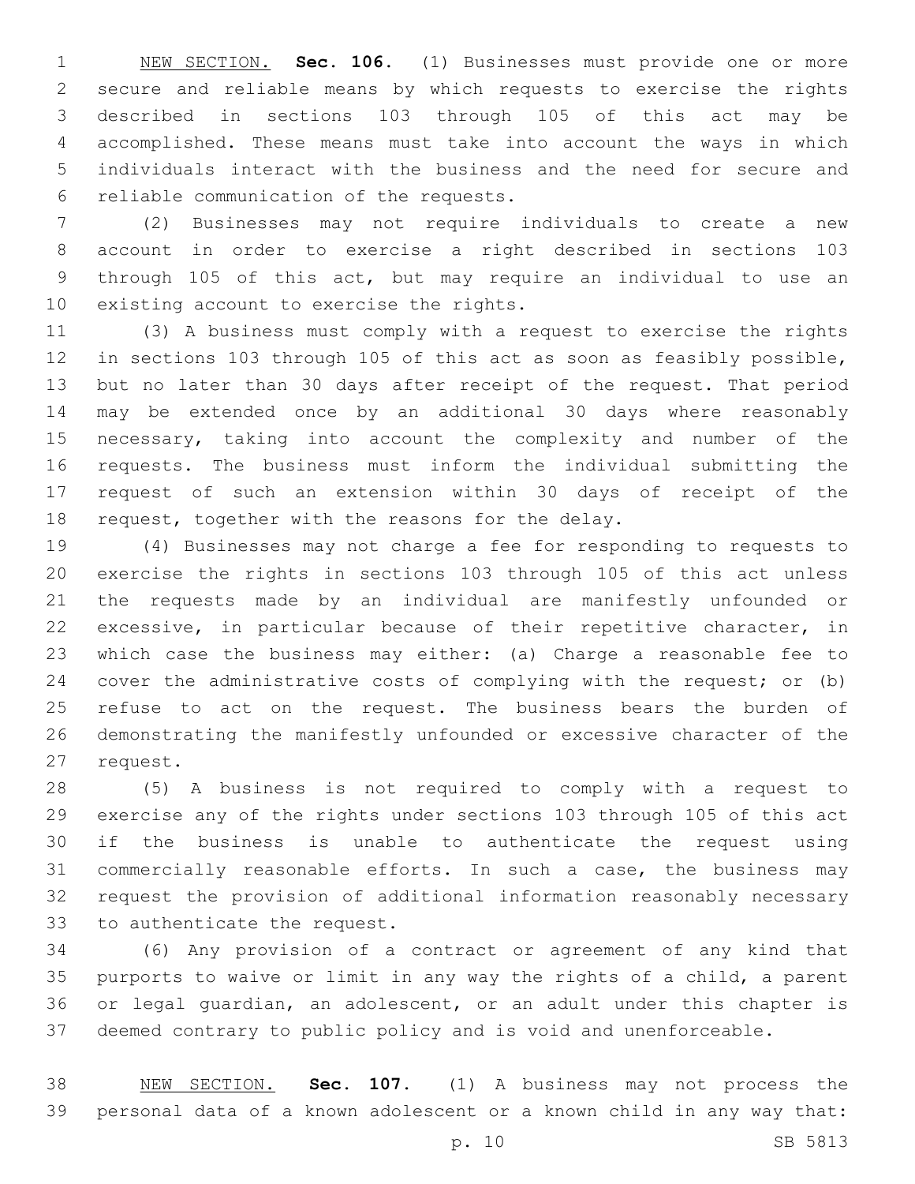NEW SECTION. **Sec. 106.** (1) Businesses must provide one or more secure and reliable means by which requests to exercise the rights described in sections 103 through 105 of this act may be accomplished. These means must take into account the ways in which individuals interact with the business and the need for secure and reliable communication of the requests.

(2) Businesses may not require individuals to create a new account in order to exercise a right described in sections 103 through 105 of this act, but may require an individual to use an existing account to exercise the rights.

(3) A business must comply with a request to exercise the rights in sections 103 through 105 of this act as soon as feasibly possible, but no later than 30 days after receipt of the request. That period may be extended once by an additional 30 days where reasonably necessary, taking into account the complexity and number of the requests. The business must inform the individual submitting the request of such an extension within 30 days of receipt of the request, together with the reasons for the delay.

(4) Businesses may not charge a fee for responding to requests to exercise the rights in sections 103 through 105 of this act unless the requests made by an individual are manifestly unfounded or excessive, in particular because of their repetitive character, in which case the business may either: (a) Charge a reasonable fee to cover the administrative costs of complying with the request; or (b) refuse to act on the request. The business bears the burden of demonstrating the manifestly unfounded or excessive character of the request.

(5) A business is not required to comply with a request to exercise any of the rights under sections 103 through 105 of this act if the business is unable to authenticate the request using commercially reasonable efforts. In such a case, the business may request the provision of additional information reasonably necessary to authenticate the request.

(6) Any provision of a contract or agreement of any kind that purports to waive or limit in any way the rights of a child, a parent or legal guardian, an adolescent, or an adult under this chapter is deemed contrary to public policy and is void and unenforceable.

NEW SECTION. **Sec. 107.** (1) A business may not process the personal data of a known adolescent or a known child in any way that: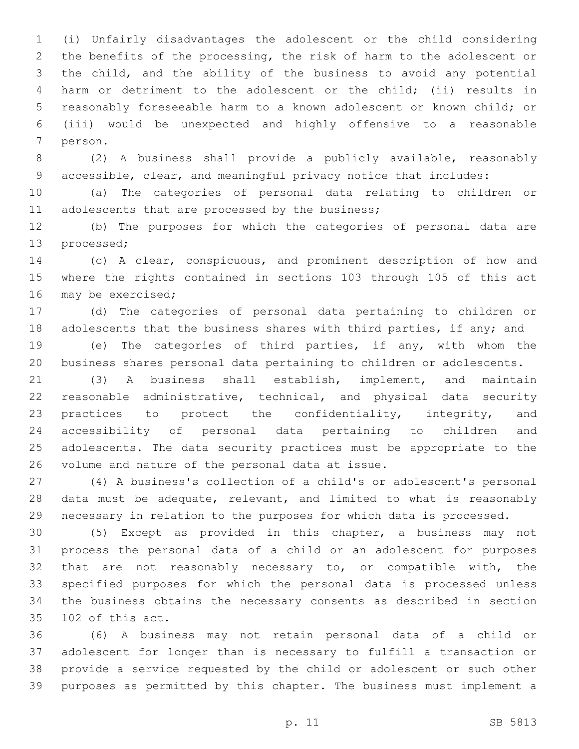(i) Unfairly disadvantages the adolescent or the child considering the benefits of the processing, the risk of harm to the adolescent or the child, and the ability of the business to avoid any potential harm or detriment to the adolescent or the child; (ii) results in reasonably foreseeable harm to a known adolescent or known child; or (iii) would be unexpected and highly offensive to a reasonable person.

(2) A business shall provide a publicly available, reasonably accessible, clear, and meaningful privacy notice that includes:

(a) The categories of personal data relating to children or adolescents that are processed by the business;

(b) The purposes for which the categories of personal data are processed;

(c) A clear, conspicuous, and prominent description of how and where the rights contained in sections 103 through 105 of this act may be exercised;

(d) The categories of personal data pertaining to children or adolescents that the business shares with third parties, if any; and

(e) The categories of third parties, if any, with whom the business shares personal data pertaining to children or adolescents.

(3) A business shall establish, implement, and maintain reasonable administrative, technical, and physical data security practices to protect the confidentiality, integrity, and accessibility of personal data pertaining to children and adolescents. The data security practices must be appropriate to the volume and nature of the personal data at issue.

(4) A business's collection of a child's or adolescent's personal data must be adequate, relevant, and limited to what is reasonably necessary in relation to the purposes for which data is processed.

(5) Except as provided in this chapter, a business may not process the personal data of a child or an adolescent for purposes that are not reasonably necessary to, or compatible with, the specified purposes for which the personal data is processed unless the business obtains the necessary consents as described in section 102 of this act.

(6) A business may not retain personal data of a child or adolescent for longer than is necessary to fulfill a transaction or provide a service requested by the child or adolescent or such other purposes as permitted by this chapter. The business must implement a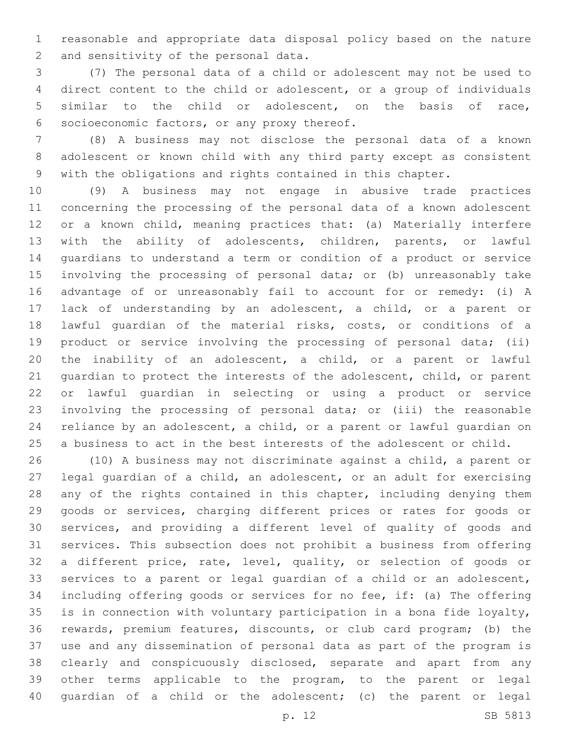reasonable and appropriate data disposal policy based on the nature and sensitivity of the personal data.

(7) The personal data of a child or adolescent may not be used to direct content to the child or adolescent, or a group of individuals similar to the child or adolescent, on the basis of race, socioeconomic factors, or any proxy thereof.

(8) A business may not disclose the personal data of a known adolescent or known child with any third party except as consistent with the obligations and rights contained in this chapter.

(9) A business may not engage in abusive trade practices concerning the processing of the personal data of a known adolescent or a known child, meaning practices that: (a) Materially interfere with the ability of adolescents, children, parents, or lawful guardians to understand a term or condition of a product or service involving the processing of personal data; or (b) unreasonably take advantage of or unreasonably fail to account for or remedy: (i) A lack of understanding by an adolescent, a child, or a parent or lawful guardian of the material risks, costs, or conditions of a product or service involving the processing of personal data; (ii) the inability of an adolescent, a child, or a parent or lawful guardian to protect the interests of the adolescent, child, or parent or lawful guardian in selecting or using a product or service involving the processing of personal data; or (iii) the reasonable reliance by an adolescent, a child, or a parent or lawful guardian on a business to act in the best interests of the adolescent or child.

(10) A business may not discriminate against a child, a parent or legal guardian of a child, an adolescent, or an adult for exercising any of the rights contained in this chapter, including denying them goods or services, charging different prices or rates for goods or services, and providing a different level of quality of goods and services. This subsection does not prohibit a business from offering a different price, rate, level, quality, or selection of goods or services to a parent or legal guardian of a child or an adolescent, including offering goods or services for no fee, if: (a) The offering is in connection with voluntary participation in a bona fide loyalty, rewards, premium features, discounts, or club card program; (b) the use and any dissemination of personal data as part of the program is clearly and conspicuously disclosed, separate and apart from any other terms applicable to the program, to the parent or legal guardian of a child or the adolescent; (c) the parent or legal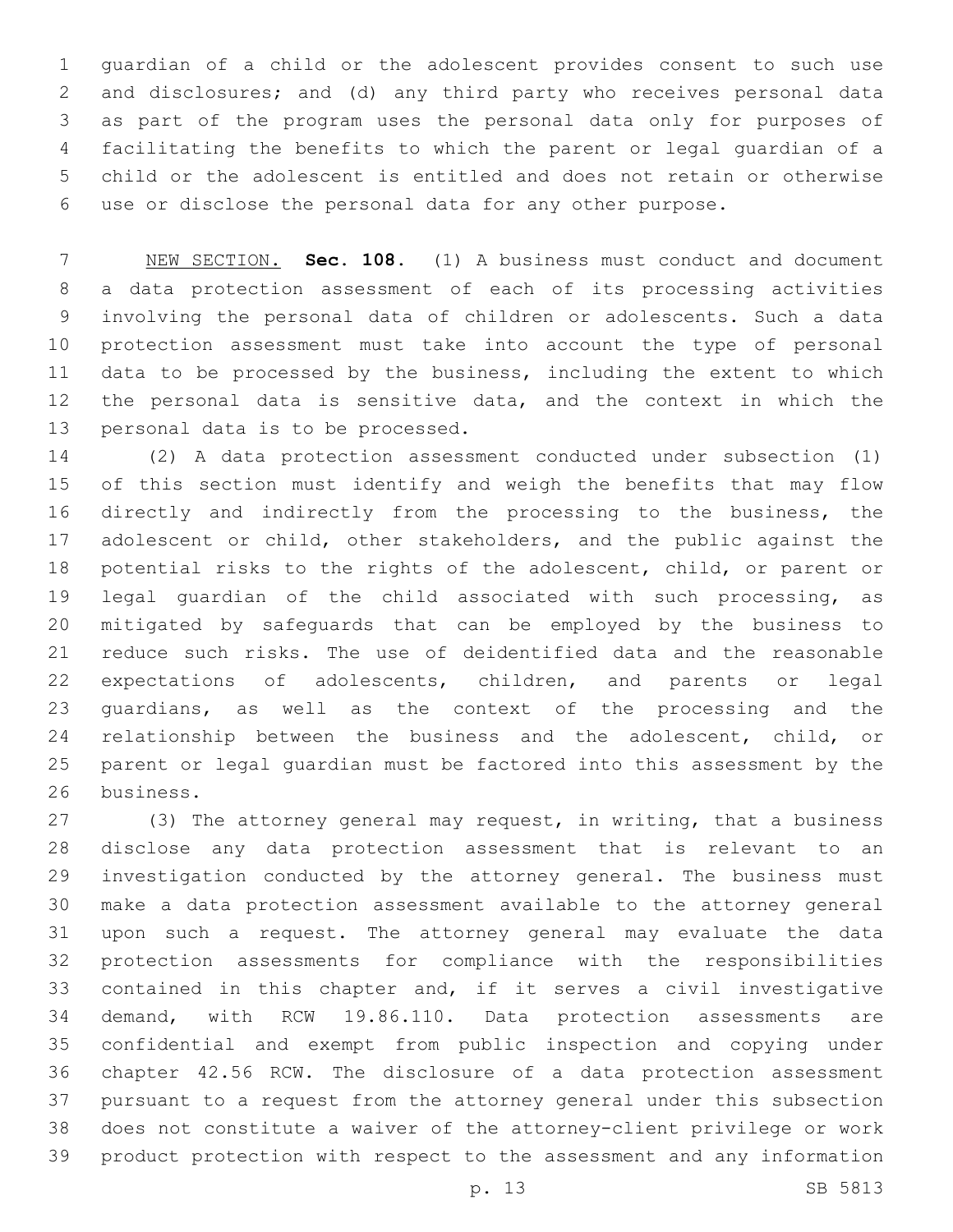guardian of a child or the adolescent provides consent to such use and disclosures; and (d) any third party who receives personal data as part of the program uses the personal data only for purposes of facilitating the benefits to which the parent or legal guardian of a child or the adolescent is entitled and does not retain or otherwise use or disclose the personal data for any other purpose.

NEW SECTION. **Sec. 108.** (1) A business must conduct and document a data protection assessment of each of its processing activities involving the personal data of children or adolescents. Such a data protection assessment must take into account the type of personal data to be processed by the business, including the extent to which the personal data is sensitive data, and the context in which the personal data is to be processed.

(2) A data protection assessment conducted under subsection (1) of this section must identify and weigh the benefits that may flow directly and indirectly from the processing to the business, the adolescent or child, other stakeholders, and the public against the potential risks to the rights of the adolescent, child, or parent or legal guardian of the child associated with such processing, as mitigated by safeguards that can be employed by the business to reduce such risks. The use of deidentified data and the reasonable expectations of adolescents, children, and parents or legal guardians, as well as the context of the processing and the relationship between the business and the adolescent, child, or parent or legal guardian must be factored into this assessment by the business.

(3) The attorney general may request, in writing, that a business disclose any data protection assessment that is relevant to an investigation conducted by the attorney general. The business must make a data protection assessment available to the attorney general upon such a request. The attorney general may evaluate the data protection assessments for compliance with the responsibilities contained in this chapter and, if it serves a civil investigative demand, with RCW 19.86.110. Data protection assessments are confidential and exempt from public inspection and copying under chapter 42.56 RCW. The disclosure of a data protection assessment pursuant to a request from the attorney general under this subsection does not constitute a waiver of the attorney-client privilege or work product protection with respect to the assessment and any information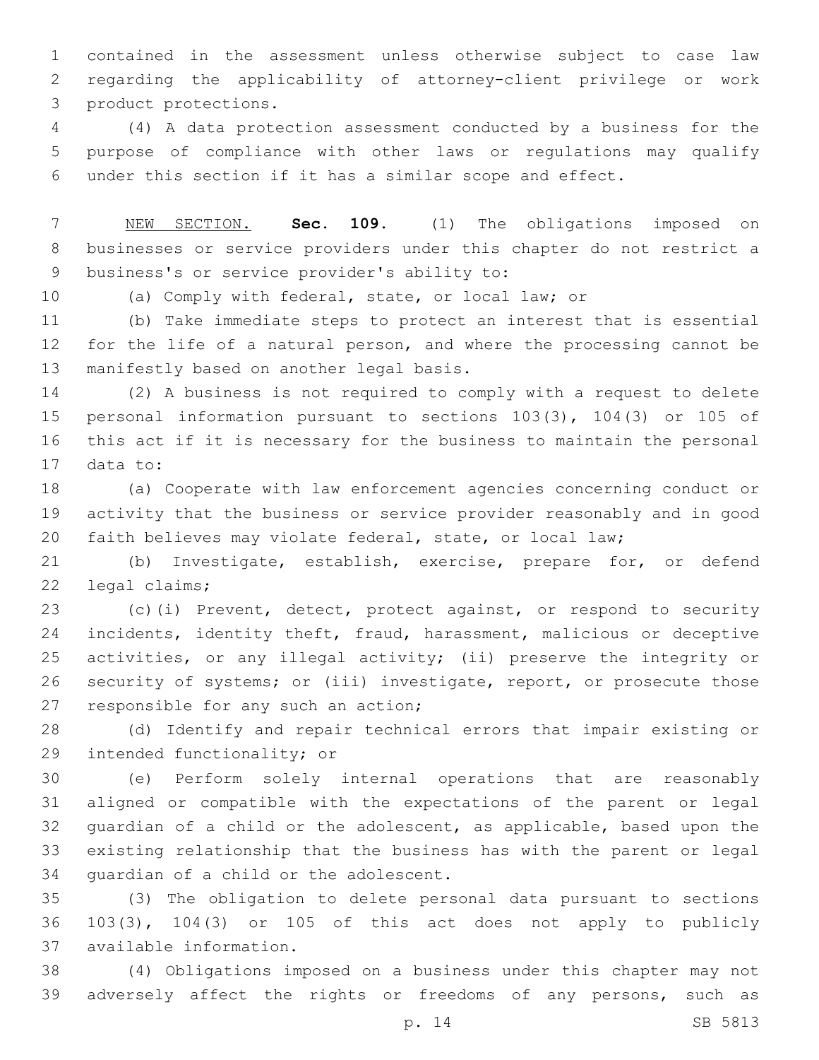contained in the assessment unless otherwise subject to case law regarding the applicability of attorney-client privilege or work product protections.

(4) A data protection assessment conducted by a business for the purpose of compliance with other laws or regulations may qualify under this section if it has a similar scope and effect.

NEW SECTION. **Sec. 109.** (1) The obligations imposed on businesses or service providers under this chapter do not restrict a business's or service provider's ability to:

(a) Comply with federal, state, or local law; or

(b) Take immediate steps to protect an interest that is essential for the life of a natural person, and where the processing cannot be manifestly based on another legal basis.

(2) A business is not required to comply with a request to delete personal information pursuant to sections 103(3), 104(3) or 105 of this act if it is necessary for the business to maintain the personal data to:

(a) Cooperate with law enforcement agencies concerning conduct or activity that the business or service provider reasonably and in good faith believes may violate federal, state, or local law;

(b) Investigate, establish, exercise, prepare for, or defend legal claims;

(c)(i) Prevent, detect, protect against, or respond to security incidents, identity theft, fraud, harassment, malicious or deceptive activities, or any illegal activity; (ii) preserve the integrity or security of systems; or (iii) investigate, report, or prosecute those responsible for any such an action;

(d) Identify and repair technical errors that impair existing or intended functionality; or

(e) Perform solely internal operations that are reasonably aligned or compatible with the expectations of the parent or legal guardian of a child or the adolescent, as applicable, based upon the existing relationship that the business has with the parent or legal guardian of a child or the adolescent.

(3) The obligation to delete personal data pursuant to sections 103(3), 104(3) or 105 of this act does not apply to publicly available information.

(4) Obligations imposed on a business under this chapter may not adversely affect the rights or freedoms of any persons, such as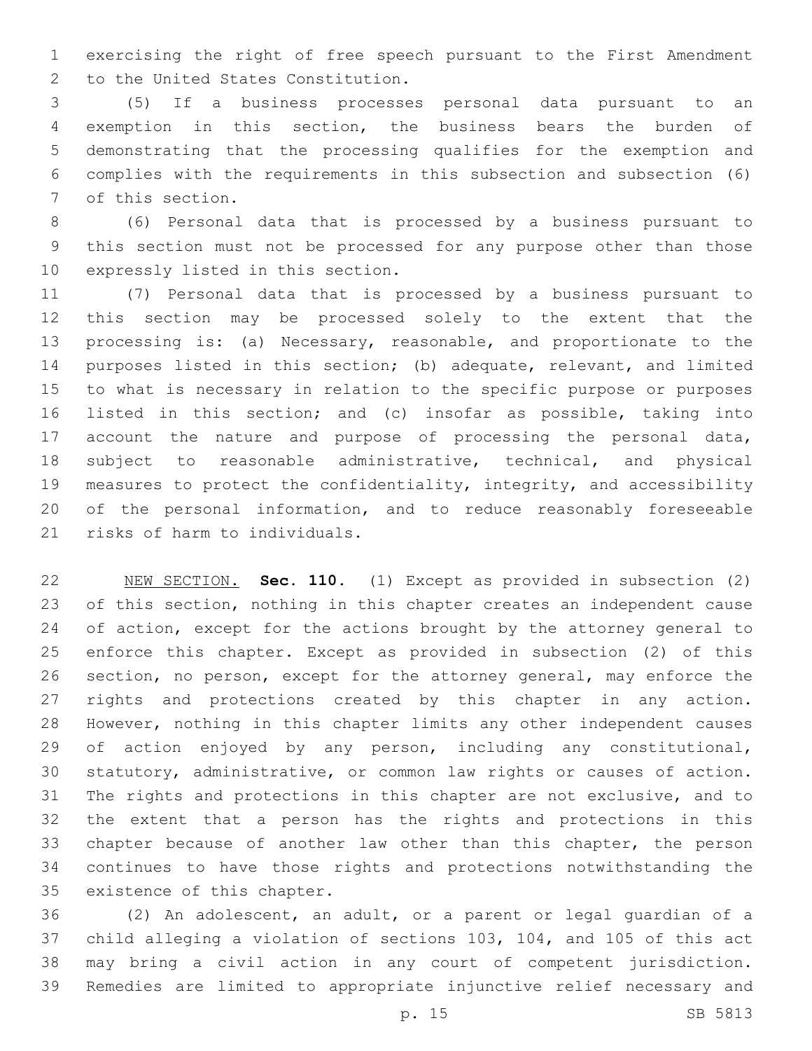exercising the right of free speech pursuant to the First Amendment to the United States Constitution.

(5) If a business processes personal data pursuant to an exemption in this section, the business bears the burden of demonstrating that the processing qualifies for the exemption and complies with the requirements in this subsection and subsection (6) of this section.

(6) Personal data that is processed by a business pursuant to this section must not be processed for any purpose other than those expressly listed in this section.

(7) Personal data that is processed by a business pursuant to this section may be processed solely to the extent that the processing is: (a) Necessary, reasonable, and proportionate to the purposes listed in this section; (b) adequate, relevant, and limited to what is necessary in relation to the specific purpose or purposes listed in this section; and (c) insofar as possible, taking into account the nature and purpose of processing the personal data, subject to reasonable administrative, technical, and physical measures to protect the confidentiality, integrity, and accessibility of the personal information, and to reduce reasonably foreseeable risks of harm to individuals.

NEW SECTION. **Sec. 110.** (1) Except as provided in subsection (2) of this section, nothing in this chapter creates an independent cause of action, except for the actions brought by the attorney general to enforce this chapter. Except as provided in subsection (2) of this section, no person, except for the attorney general, may enforce the rights and protections created by this chapter in any action. However, nothing in this chapter limits any other independent causes of action enjoyed by any person, including any constitutional, statutory, administrative, or common law rights or causes of action. The rights and protections in this chapter are not exclusive, and to the extent that a person has the rights and protections in this chapter because of another law other than this chapter, the person continues to have those rights and protections notwithstanding the existence of this chapter.

(2) An adolescent, an adult, or a parent or legal guardian of a child alleging a violation of sections 103, 104, and 105 of this act may bring a civil action in any court of competent jurisdiction. Remedies are limited to appropriate injunctive relief necessary and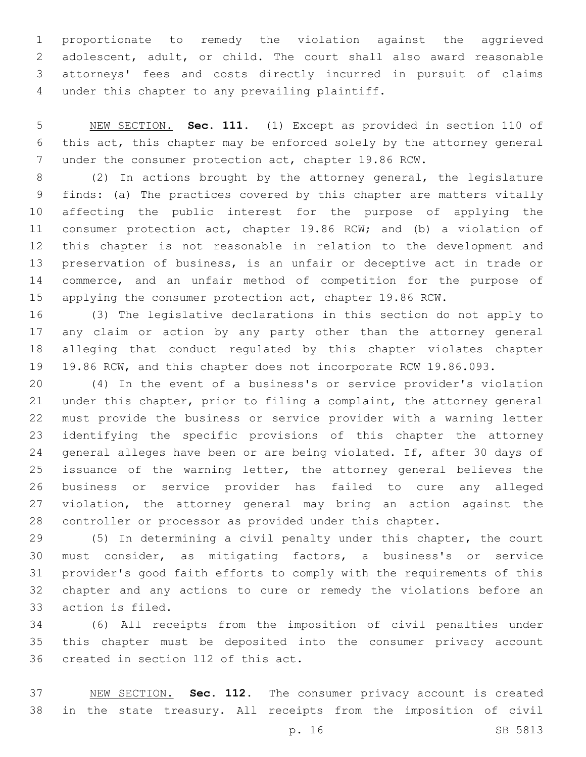proportionate to remedy the violation against the aggrieved adolescent, adult, or child. The court shall also award reasonable attorneys' fees and costs directly incurred in pursuit of claims under this chapter to any prevailing plaintiff.

NEW SECTION. **Sec. 111.** (1) Except as provided in section 110 of this act, this chapter may be enforced solely by the attorney general under the consumer protection act, chapter 19.86 RCW.

(2) In actions brought by the attorney general, the legislature finds: (a) The practices covered by this chapter are matters vitally affecting the public interest for the purpose of applying the consumer protection act, chapter 19.86 RCW; and (b) a violation of this chapter is not reasonable in relation to the development and preservation of business, is an unfair or deceptive act in trade or commerce, and an unfair method of competition for the purpose of applying the consumer protection act, chapter 19.86 RCW.

(3) The legislative declarations in this section do not apply to any claim or action by any party other than the attorney general alleging that conduct regulated by this chapter violates chapter 19.86 RCW, and this chapter does not incorporate RCW 19.86.093.

(4) In the event of a business's or service provider's violation under this chapter, prior to filing a complaint, the attorney general must provide the business or service provider with a warning letter identifying the specific provisions of this chapter the attorney general alleges have been or are being violated. If, after 30 days of issuance of the warning letter, the attorney general believes the business or service provider has failed to cure any alleged violation, the attorney general may bring an action against the controller or processor as provided under this chapter.

(5) In determining a civil penalty under this chapter, the court must consider, as mitigating factors, a business's or service provider's good faith efforts to comply with the requirements of this chapter and any actions to cure or remedy the violations before an action is filed.

(6) All receipts from the imposition of civil penalties under this chapter must be deposited into the consumer privacy account created in section 112 of this act.

NEW SECTION. **Sec. 112.** The consumer privacy account is created in the state treasury. All receipts from the imposition of civil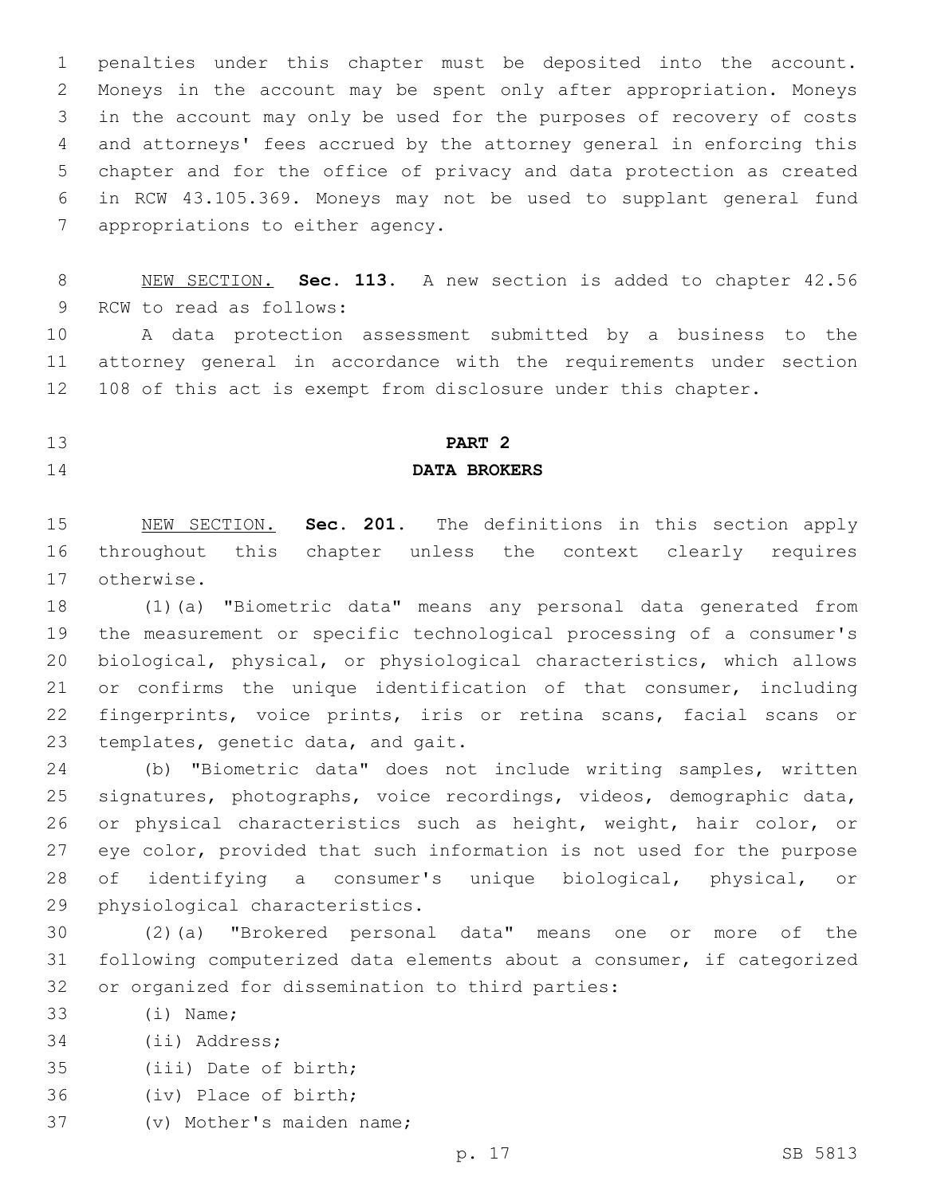penalties under this chapter must be deposited into the account. Moneys in the account may be spent only after appropriation. Moneys in the account may only be used for the purposes of recovery of costs and attorneys' fees accrued by the attorney general in enforcing this chapter and for the office of privacy and data protection as created in RCW 43.105.369. Moneys may not be used to supplant general fund appropriations to either agency.

NEW SECTION. **Sec. 113.** A new section is added to chapter 42.56 RCW to read as follows:

A data protection assessment submitted by a business to the attorney general in accordance with the requirements under section 108 of this act is exempt from disclosure under this chapter.

## PART 2
## DATA BROKERS

NEW SECTION. **Sec. 201.** The definitions in this section apply throughout this chapter unless the context clearly requires otherwise.

(1)(a) "Biometric data" means any personal data generated from the measurement or specific technological processing of a consumer's biological, physical, or physiological characteristics, which allows or confirms the unique identification of that consumer, including fingerprints, voice prints, iris or retina scans, facial scans or templates, genetic data, and gait.

(b) "Biometric data" does not include writing samples, written signatures, photographs, voice recordings, videos, demographic data, or physical characteristics such as height, weight, hair color, or eye color, provided that such information is not used for the purpose of identifying a consumer's unique biological, physical, or physiological characteristics.

(2)(a) "Brokered personal data" means one or more of the following computerized data elements about a consumer, if categorized or organized for dissemination to third parties:

(i) Name;

(ii) Address;

(iii) Date of birth;

(iv) Place of birth;

(v) Mother's maiden name;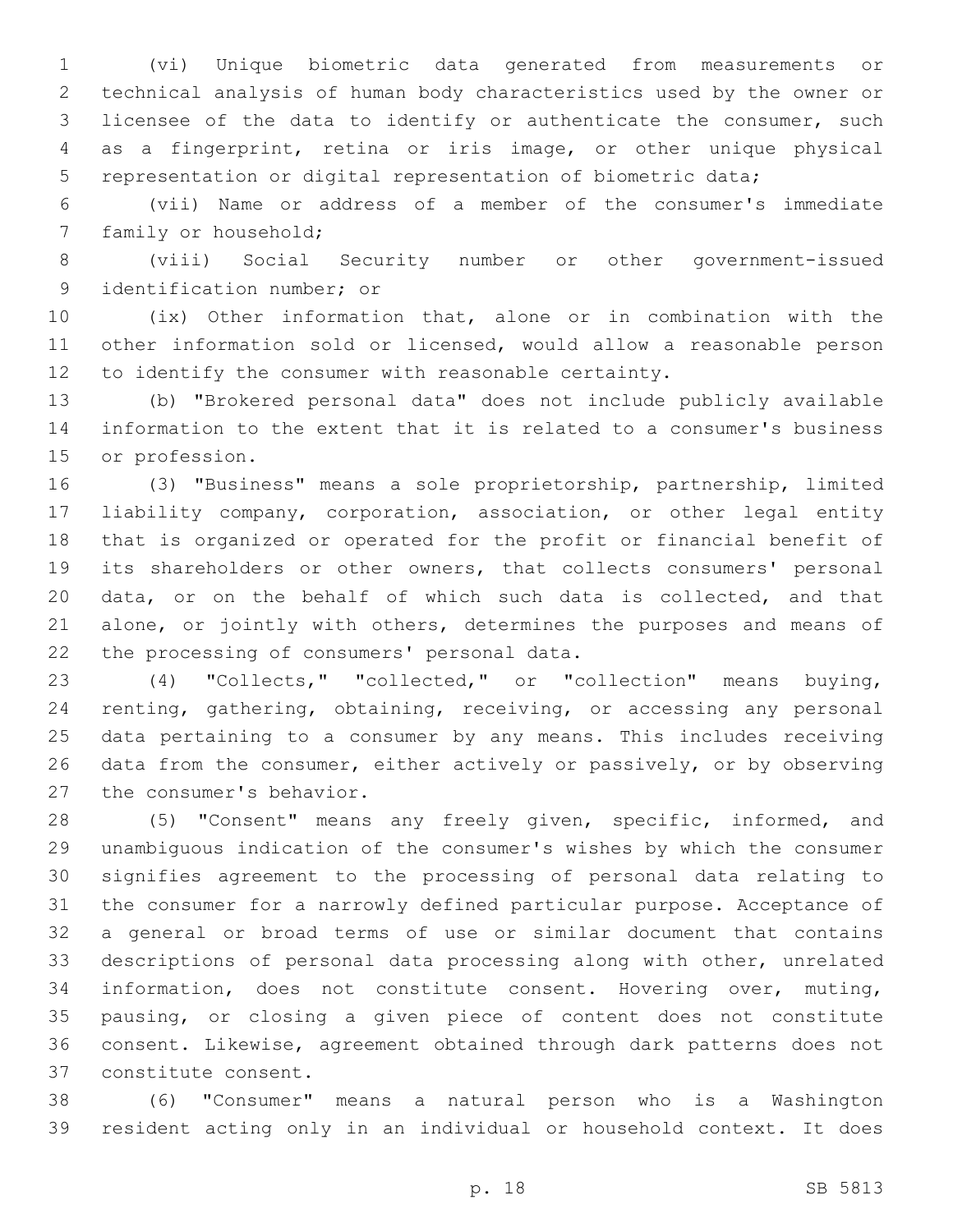(vi) Unique biometric data generated from measurements or technical analysis of human body characteristics used by the owner or licensee of the data to identify or authenticate the consumer, such as a fingerprint, retina or iris image, or other unique physical representation or digital representation of biometric data;

(vii) Name or address of a member of the consumer's immediate family or household;

(viii) Social Security number or other government-issued identification number; or

(ix) Other information that, alone or in combination with the other information sold or licensed, would allow a reasonable person to identify the consumer with reasonable certainty.

(b) "Brokered personal data" does not include publicly available information to the extent that it is related to a consumer's business or profession.

(3) "Business" means a sole proprietorship, partnership, limited liability company, corporation, association, or other legal entity that is organized or operated for the profit or financial benefit of its shareholders or other owners, that collects consumers' personal data, or on the behalf of which such data is collected, and that alone, or jointly with others, determines the purposes and means of the processing of consumers' personal data.

(4) "Collects," "collected," or "collection" means buying, renting, gathering, obtaining, receiving, or accessing any personal data pertaining to a consumer by any means. This includes receiving data from the consumer, either actively or passively, or by observing the consumer's behavior.

(5) "Consent" means any freely given, specific, informed, and unambiguous indication of the consumer's wishes by which the consumer signifies agreement to the processing of personal data relating to the consumer for a narrowly defined particular purpose. Acceptance of a general or broad terms of use or similar document that contains descriptions of personal data processing along with other, unrelated information, does not constitute consent. Hovering over, muting, pausing, or closing a given piece of content does not constitute consent. Likewise, agreement obtained through dark patterns does not constitute consent.

(6) "Consumer" means a natural person who is a Washington resident acting only in an individual or household context. It does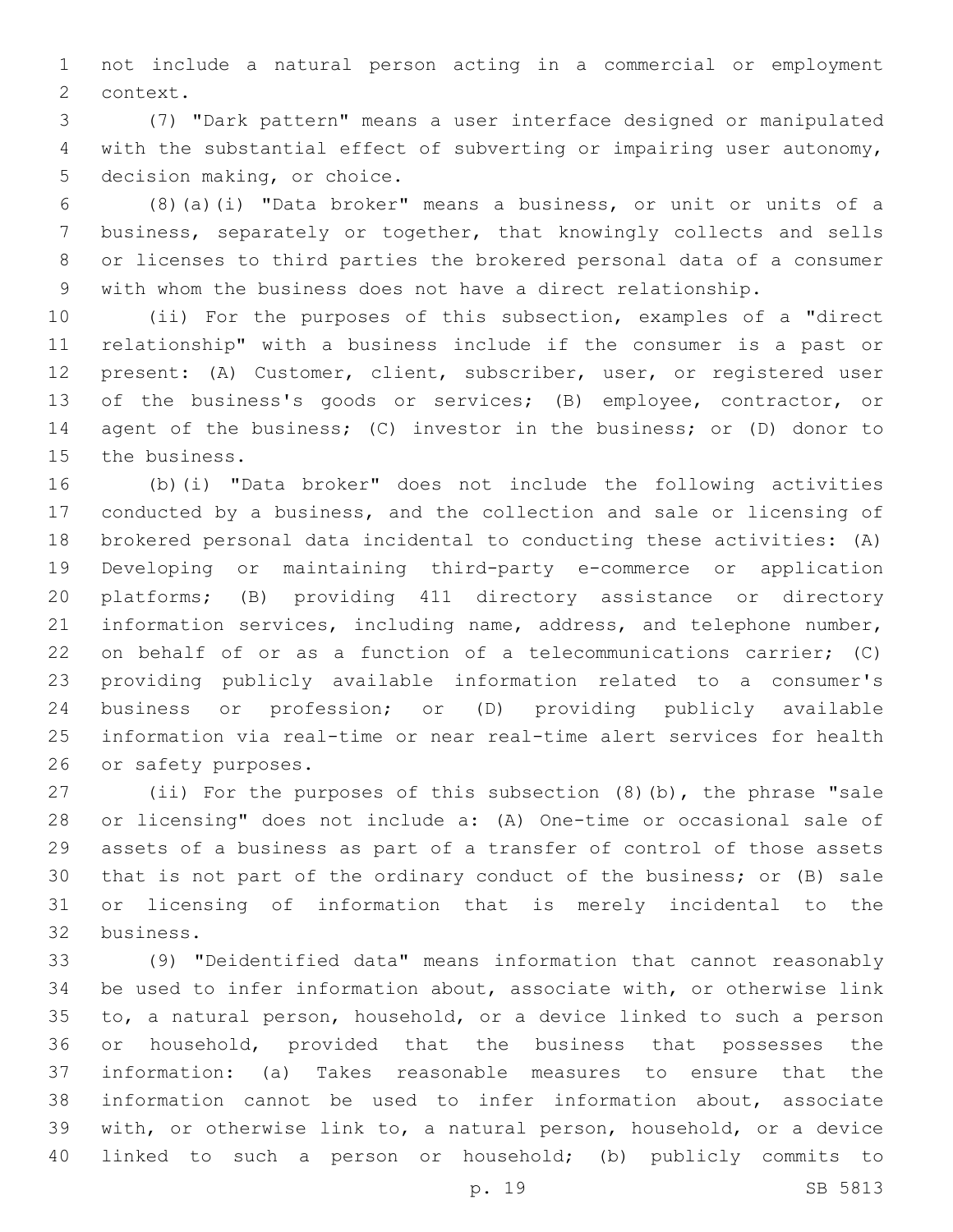not include a natural person acting in a commercial or employment context.

(7) "Dark pattern" means a user interface designed or manipulated with the substantial effect of subverting or impairing user autonomy, decision making, or choice.

(8)(a)(i) "Data broker" means a business, or unit or units of a business, separately or together, that knowingly collects and sells or licenses to third parties the brokered personal data of a consumer with whom the business does not have a direct relationship.

(ii) For the purposes of this subsection, examples of a "direct relationship" with a business include if the consumer is a past or present: (A) Customer, client, subscriber, user, or registered user of the business's goods or services; (B) employee, contractor, or agent of the business; (C) investor in the business; or (D) donor to the business.

(b)(i) "Data broker" does not include the following activities conducted by a business, and the collection and sale or licensing of brokered personal data incidental to conducting these activities: (A) Developing or maintaining third-party e-commerce or application platforms; (B) providing 411 directory assistance or directory information services, including name, address, and telephone number, on behalf of or as a function of a telecommunications carrier; (C) providing publicly available information related to a consumer's business or profession; or (D) providing publicly available information via real-time or near real-time alert services for health or safety purposes.

(ii) For the purposes of this subsection (8)(b), the phrase "sale or licensing" does not include a: (A) One-time or occasional sale of assets of a business as part of a transfer of control of those assets that is not part of the ordinary conduct of the business; or (B) sale or licensing of information that is merely incidental to the business.

(9) "Deidentified data" means information that cannot reasonably be used to infer information about, associate with, or otherwise link to, a natural person, household, or a device linked to such a person or household, provided that the business that possesses the information: (a) Takes reasonable measures to ensure that the information cannot be used to infer information about, associate with, or otherwise link to, a natural person, household, or a device linked to such a person or household; (b) publicly commits to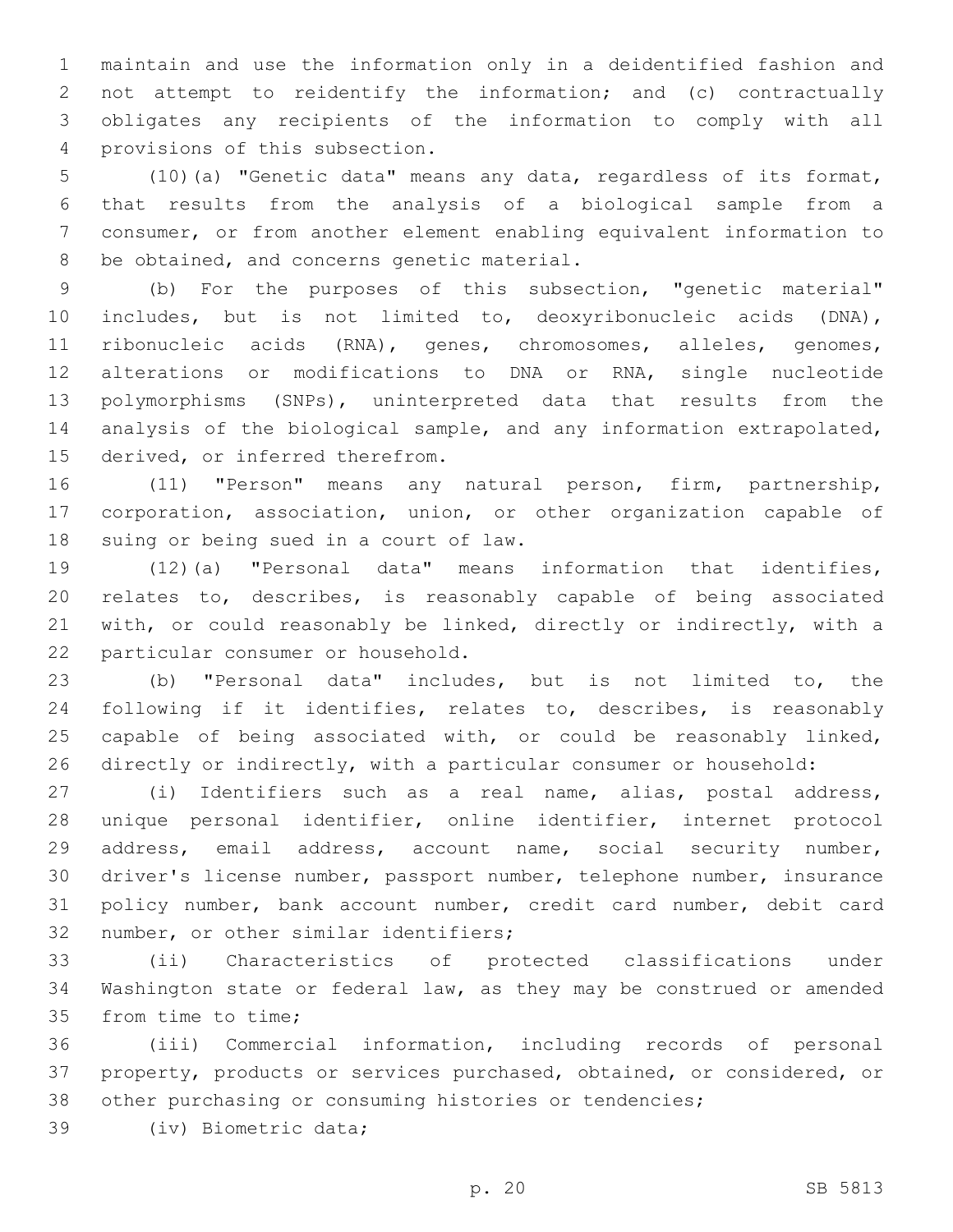maintain and use the information only in a deidentified fashion and not attempt to reidentify the information; and (c) contractually obligates any recipients of the information to comply with all provisions of this subsection.

(10)(a) "Genetic data" means any data, regardless of its format, that results from the analysis of a biological sample from a consumer, or from another element enabling equivalent information to be obtained, and concerns genetic material.

(b) For the purposes of this subsection, "genetic material" includes, but is not limited to, deoxyribonucleic acids (DNA), ribonucleic acids (RNA), genes, chromosomes, alleles, genomes, alterations or modifications to DNA or RNA, single nucleotide polymorphisms (SNPs), uninterpreted data that results from the analysis of the biological sample, and any information extrapolated, derived, or inferred therefrom.

(11) "Person" means any natural person, firm, partnership, corporation, association, union, or other organization capable of suing or being sued in a court of law.

(12)(a) "Personal data" means information that identifies, relates to, describes, is reasonably capable of being associated with, or could reasonably be linked, directly or indirectly, with a particular consumer or household.

(b) "Personal data" includes, but is not limited to, the following if it identifies, relates to, describes, is reasonably capable of being associated with, or could be reasonably linked, directly or indirectly, with a particular consumer or household:

(i) Identifiers such as a real name, alias, postal address, unique personal identifier, online identifier, internet protocol address, email address, account name, social security number, driver's license number, passport number, telephone number, insurance policy number, bank account number, credit card number, debit card number, or other similar identifiers;

(ii) Characteristics of protected classifications under Washington state or federal law, as they may be construed or amended from time to time;

(iii) Commercial information, including records of personal property, products or services purchased, obtained, or considered, or other purchasing or consuming histories or tendencies;

(iv) Biometric data;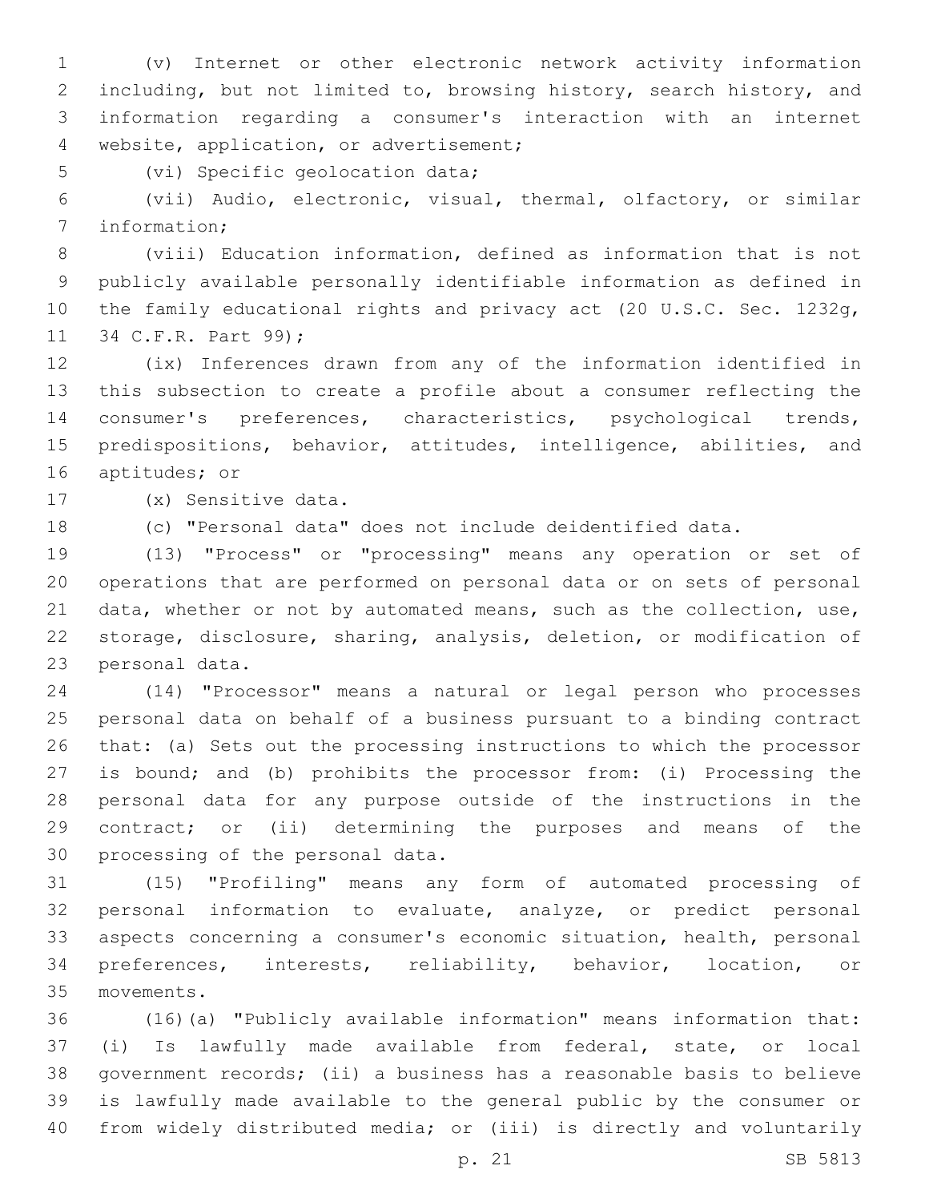(v) Internet or other electronic network activity information including, but not limited to, browsing history, search history, and information regarding a consumer's interaction with an internet website, application, or advertisement;

(vi) Specific geolocation data;

(vii) Audio, electronic, visual, thermal, olfactory, or similar information;

(viii) Education information, defined as information that is not publicly available personally identifiable information as defined in the family educational rights and privacy act (20 U.S.C. Sec. 1232g, 34 C.F.R. Part 99);

(ix) Inferences drawn from any of the information identified in this subsection to create a profile about a consumer reflecting the consumer's preferences, characteristics, psychological trends, predispositions, behavior, attitudes, intelligence, abilities, and aptitudes; or

(x) Sensitive data.

(c) "Personal data" does not include deidentified data.

(13) "Process" or "processing" means any operation or set of operations that are performed on personal data or on sets of personal data, whether or not by automated means, such as the collection, use, storage, disclosure, sharing, analysis, deletion, or modification of personal data.

(14) "Processor" means a natural or legal person who processes personal data on behalf of a business pursuant to a binding contract that: (a) Sets out the processing instructions to which the processor is bound; and (b) prohibits the processor from: (i) Processing the personal data for any purpose outside of the instructions in the contract; or (ii) determining the purposes and means of the processing of the personal data.

(15) "Profiling" means any form of automated processing of personal information to evaluate, analyze, or predict personal aspects concerning a consumer's economic situation, health, personal preferences, interests, reliability, behavior, location, or movements.

(16)(a) "Publicly available information" means information that: (i) Is lawfully made available from federal, state, or local government records; (ii) a business has a reasonable basis to believe is lawfully made available to the general public by the consumer or from widely distributed media; or (iii) is directly and voluntarily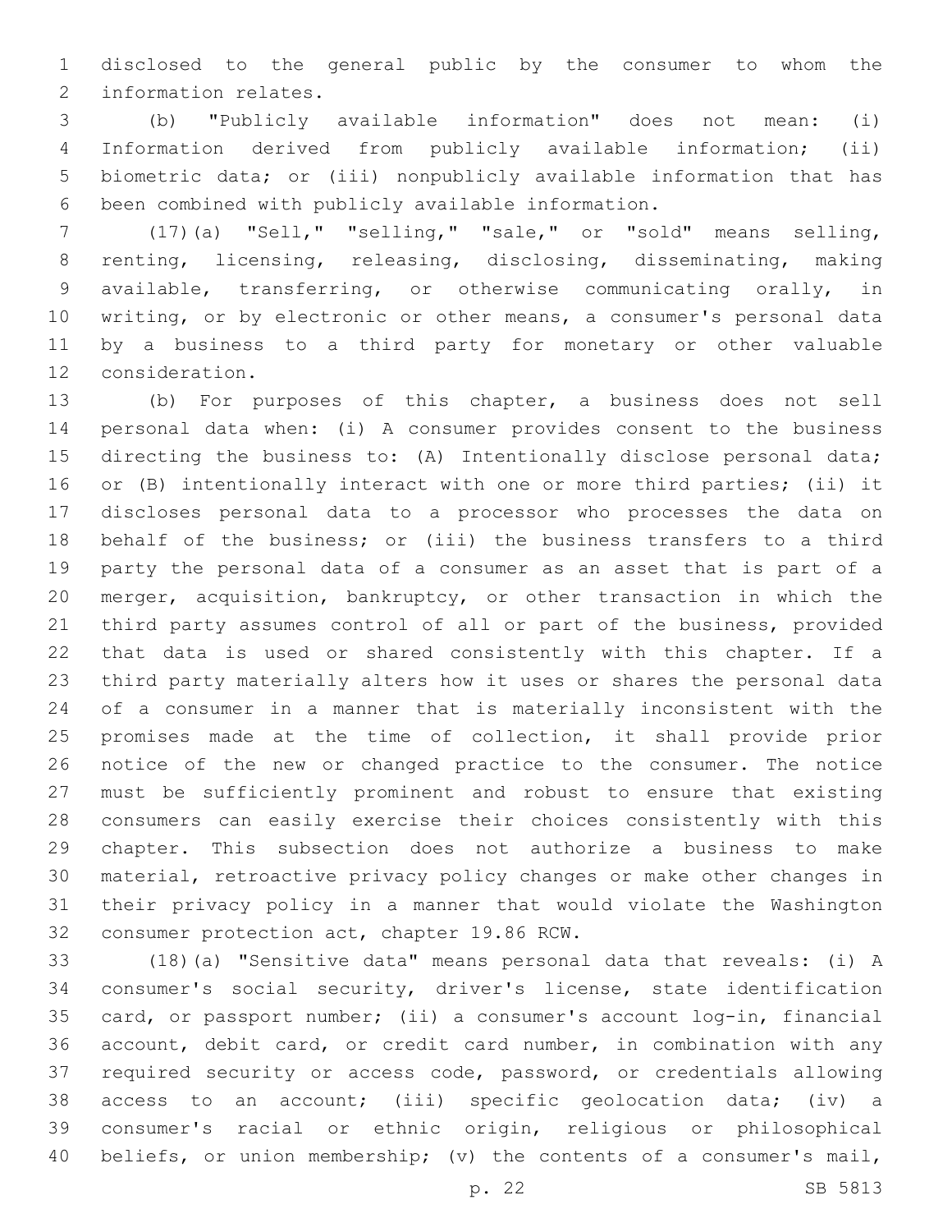disclosed to the general public by the consumer to whom the information relates.

(b) "Publicly available information" does not mean: (i) Information derived from publicly available information; (ii) biometric data; or (iii) nonpublicly available information that has been combined with publicly available information.

(17)(a) "Sell," "selling," "sale," or "sold" means selling, renting, licensing, releasing, disclosing, disseminating, making available, transferring, or otherwise communicating orally, in writing, or by electronic or other means, a consumer's personal data by a business to a third party for monetary or other valuable consideration.

(b) For purposes of this chapter, a business does not sell personal data when: (i) A consumer provides consent to the business directing the business to: (A) Intentionally disclose personal data; or (B) intentionally interact with one or more third parties; (ii) it discloses personal data to a processor who processes the data on behalf of the business; or (iii) the business transfers to a third party the personal data of a consumer as an asset that is part of a merger, acquisition, bankruptcy, or other transaction in which the third party assumes control of all or part of the business, provided that data is used or shared consistently with this chapter. If a third party materially alters how it uses or shares the personal data of a consumer in a manner that is materially inconsistent with the promises made at the time of collection, it shall provide prior notice of the new or changed practice to the consumer. The notice must be sufficiently prominent and robust to ensure that existing consumers can easily exercise their choices consistently with this chapter. This subsection does not authorize a business to make material, retroactive privacy policy changes or make other changes in their privacy policy in a manner that would violate the Washington consumer protection act, chapter 19.86 RCW.

(18)(a) "Sensitive data" means personal data that reveals: (i) A consumer's social security, driver's license, state identification card, or passport number; (ii) a consumer's account log-in, financial account, debit card, or credit card number, in combination with any required security or access code, password, or credentials allowing access to an account; (iii) specific geolocation data; (iv) a consumer's racial or ethnic origin, religious or philosophical beliefs, or union membership; (v) the contents of a consumer's mail,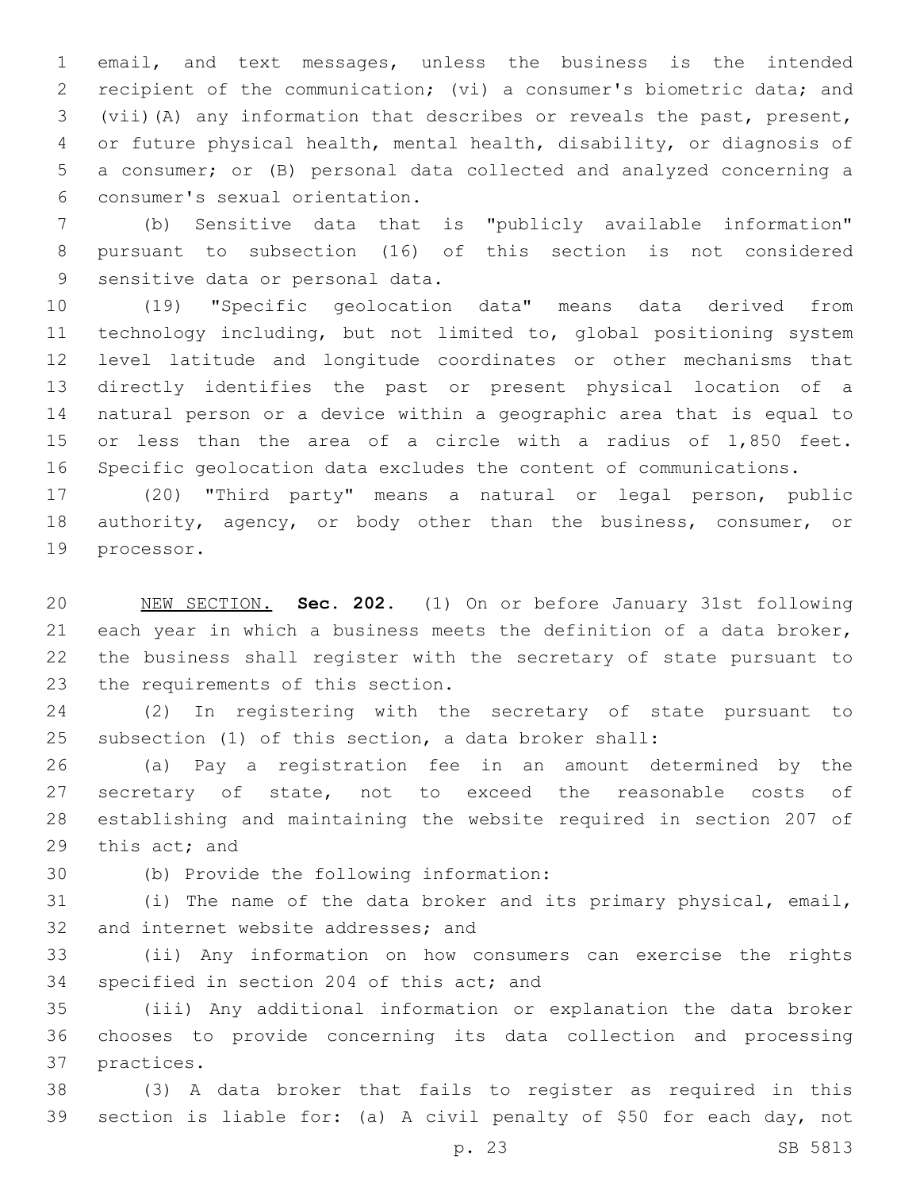email, and text messages, unless the business is the intended recipient of the communication; (vi) a consumer's biometric data; and (vii)(A) any information that describes or reveals the past, present, or future physical health, mental health, disability, or diagnosis of a consumer; or (B) personal data collected and analyzed concerning a consumer's sexual orientation.

(b) Sensitive data that is "publicly available information" pursuant to subsection (16) of this section is not considered sensitive data or personal data.

(19) "Specific geolocation data" means data derived from technology including, but not limited to, global positioning system level latitude and longitude coordinates or other mechanisms that directly identifies the past or present physical location of a natural person or a device within a geographic area that is equal to or less than the area of a circle with a radius of 1,850 feet. Specific geolocation data excludes the content of communications.

(20) "Third party" means a natural or legal person, public authority, agency, or body other than the business, consumer, or processor.

NEW SECTION. **Sec. 202.** (1) On or before January 31st following each year in which a business meets the definition of a data broker, the business shall register with the secretary of state pursuant to the requirements of this section.

(2) In registering with the secretary of state pursuant to subsection (1) of this section, a data broker shall:

(a) Pay a registration fee in an amount determined by the secretary of state, not to exceed the reasonable costs of establishing and maintaining the website required in section 207 of this act; and

(b) Provide the following information:

(i) The name of the data broker and its primary physical, email, and internet website addresses; and

(ii) Any information on how consumers can exercise the rights specified in section 204 of this act; and

(iii) Any additional information or explanation the data broker chooses to provide concerning its data collection and processing practices.

(3) A data broker that fails to register as required in this section is liable for: (a) A civil penalty of $50 for each day, not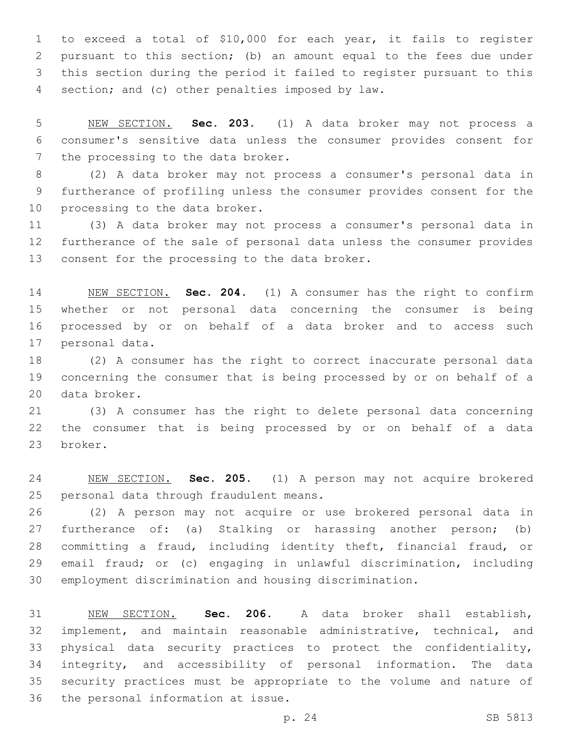to exceed a total of $10,000 for each year, it fails to register pursuant to this section; (b) an amount equal to the fees due under this section during the period it failed to register pursuant to this section; and (c) other penalties imposed by law.

NEW SECTION. **Sec. 203.** (1) A data broker may not process a consumer's sensitive data unless the consumer provides consent for the processing to the data broker.

(2) A data broker may not process a consumer's personal data in furtherance of profiling unless the consumer provides consent for the processing to the data broker.

(3) A data broker may not process a consumer's personal data in furtherance of the sale of personal data unless the consumer provides consent for the processing to the data broker.

NEW SECTION. **Sec. 204.** (1) A consumer has the right to confirm whether or not personal data concerning the consumer is being processed by or on behalf of a data broker and to access such personal data.

(2) A consumer has the right to correct inaccurate personal data concerning the consumer that is being processed by or on behalf of a data broker.

(3) A consumer has the right to delete personal data concerning the consumer that is being processed by or on behalf of a data broker.

NEW SECTION. **Sec. 205.** (1) A person may not acquire brokered personal data through fraudulent means.

(2) A person may not acquire or use brokered personal data in furtherance of: (a) Stalking or harassing another person; (b) committing a fraud, including identity theft, financial fraud, or email fraud; or (c) engaging in unlawful discrimination, including employment discrimination and housing discrimination.

NEW SECTION. **Sec. 206.** A data broker shall establish, implement, and maintain reasonable administrative, technical, and physical data security practices to protect the confidentiality, integrity, and accessibility of personal information. The data security practices must be appropriate to the volume and nature of the personal information at issue.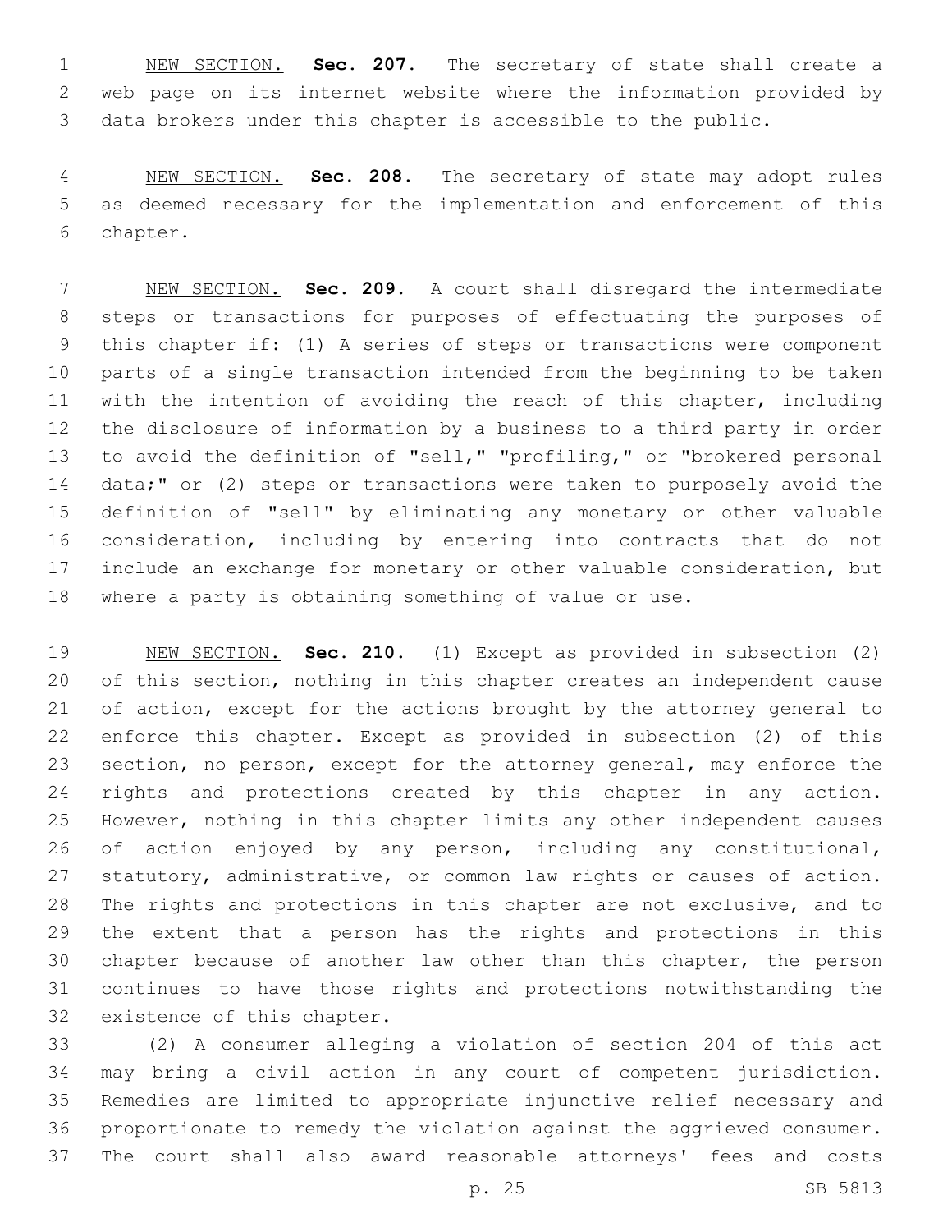NEW SECTION. **Sec. 207.** The secretary of state shall create a web page on its internet website where the information provided by data brokers under this chapter is accessible to the public.

NEW SECTION. **Sec. 208.** The secretary of state may adopt rules as deemed necessary for the implementation and enforcement of this chapter.

NEW SECTION. **Sec. 209.** A court shall disregard the intermediate steps or transactions for purposes of effectuating the purposes of this chapter if: (1) A series of steps or transactions were component parts of a single transaction intended from the beginning to be taken with the intention of avoiding the reach of this chapter, including the disclosure of information by a business to a third party in order to avoid the definition of "sell," "profiling," or "brokered personal data;" or (2) steps or transactions were taken to purposely avoid the definition of "sell" by eliminating any monetary or other valuable consideration, including by entering into contracts that do not include an exchange for monetary or other valuable consideration, but where a party is obtaining something of value or use.

NEW SECTION. **Sec. 210.** (1) Except as provided in subsection (2) of this section, nothing in this chapter creates an independent cause of action, except for the actions brought by the attorney general to enforce this chapter. Except as provided in subsection (2) of this section, no person, except for the attorney general, may enforce the rights and protections created by this chapter in any action. However, nothing in this chapter limits any other independent causes of action enjoyed by any person, including any constitutional, statutory, administrative, or common law rights or causes of action. The rights and protections in this chapter are not exclusive, and to the extent that a person has the rights and protections in this chapter because of another law other than this chapter, the person continues to have those rights and protections notwithstanding the existence of this chapter.

(2) A consumer alleging a violation of section 204 of this act may bring a civil action in any court of competent jurisdiction. Remedies are limited to appropriate injunctive relief necessary and proportionate to remedy the violation against the aggrieved consumer. The court shall also award reasonable attorneys' fees and costs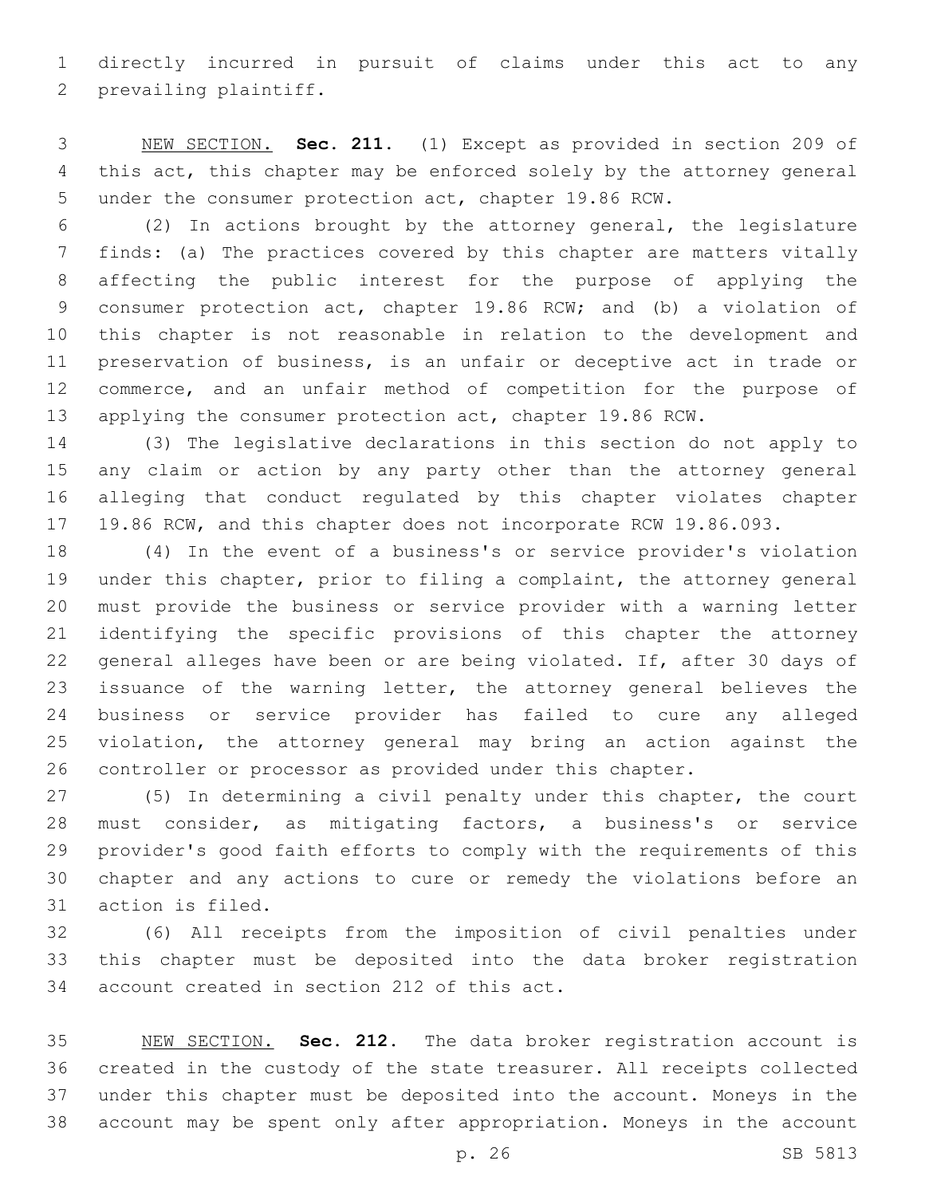directly incurred in pursuit of claims under this act to any prevailing plaintiff.

NEW SECTION. **Sec. 211.** (1) Except as provided in section 209 of this act, this chapter may be enforced solely by the attorney general under the consumer protection act, chapter 19.86 RCW.

(2) In actions brought by the attorney general, the legislature finds: (a) The practices covered by this chapter are matters vitally affecting the public interest for the purpose of applying the consumer protection act, chapter 19.86 RCW; and (b) a violation of this chapter is not reasonable in relation to the development and preservation of business, is an unfair or deceptive act in trade or commerce, and an unfair method of competition for the purpose of applying the consumer protection act, chapter 19.86 RCW.

(3) The legislative declarations in this section do not apply to any claim or action by any party other than the attorney general alleging that conduct regulated by this chapter violates chapter 19.86 RCW, and this chapter does not incorporate RCW 19.86.093.

(4) In the event of a business's or service provider's violation under this chapter, prior to filing a complaint, the attorney general must provide the business or service provider with a warning letter identifying the specific provisions of this chapter the attorney general alleges have been or are being violated. If, after 30 days of issuance of the warning letter, the attorney general believes the business or service provider has failed to cure any alleged violation, the attorney general may bring an action against the controller or processor as provided under this chapter.

(5) In determining a civil penalty under this chapter, the court must consider, as mitigating factors, a business's or service provider's good faith efforts to comply with the requirements of this chapter and any actions to cure or remedy the violations before an action is filed.

(6) All receipts from the imposition of civil penalties under this chapter must be deposited into the data broker registration account created in section 212 of this act.

NEW SECTION. **Sec. 212.** The data broker registration account is created in the custody of the state treasurer. All receipts collected under this chapter must be deposited into the account. Moneys in the account may be spent only after appropriation. Moneys in the account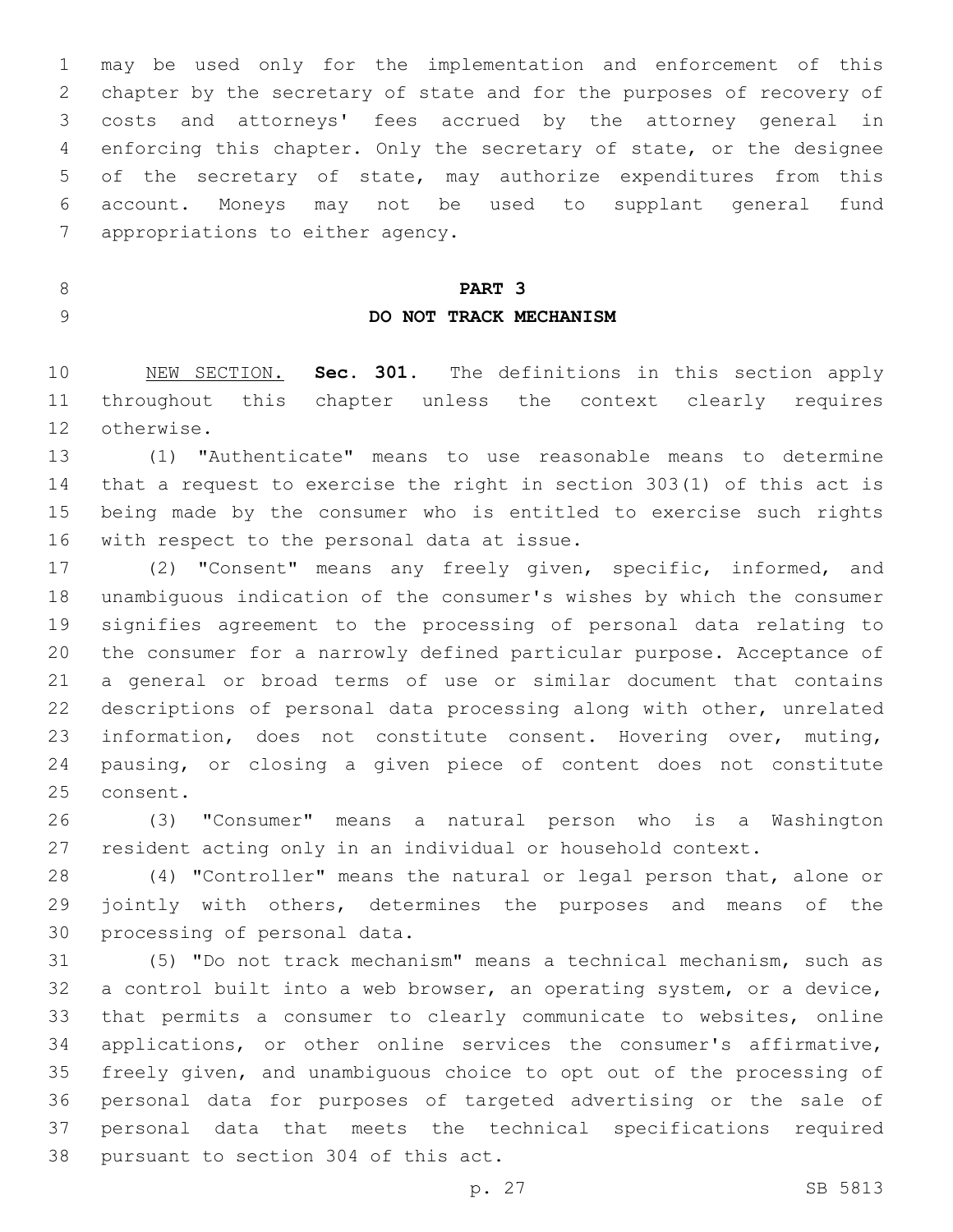may be used only for the implementation and enforcement of this chapter by the secretary of state and for the purposes of recovery of costs and attorneys' fees accrued by the attorney general in enforcing this chapter. Only the secretary of state, or the designee of the secretary of state, may authorize expenditures from this account. Moneys may not be used to supplant general fund appropriations to either agency.

## PART 3
## DO NOT TRACK MECHANISM

NEW SECTION. **Sec. 301.** The definitions in this section apply throughout this chapter unless the context clearly requires otherwise.

(1) "Authenticate" means to use reasonable means to determine that a request to exercise the right in section 303(1) of this act is being made by the consumer who is entitled to exercise such rights with respect to the personal data at issue.

(2) "Consent" means any freely given, specific, informed, and unambiguous indication of the consumer's wishes by which the consumer signifies agreement to the processing of personal data relating to the consumer for a narrowly defined particular purpose. Acceptance of a general or broad terms of use or similar document that contains descriptions of personal data processing along with other, unrelated information, does not constitute consent. Hovering over, muting, pausing, or closing a given piece of content does not constitute consent.

(3) "Consumer" means a natural person who is a Washington resident acting only in an individual or household context.

(4) "Controller" means the natural or legal person that, alone or jointly with others, determines the purposes and means of the processing of personal data.

(5) "Do not track mechanism" means a technical mechanism, such as a control built into a web browser, an operating system, or a device, that permits a consumer to clearly communicate to websites, online applications, or other online services the consumer's affirmative, freely given, and unambiguous choice to opt out of the processing of personal data for purposes of targeted advertising or the sale of personal data that meets the technical specifications required pursuant to section 304 of this act.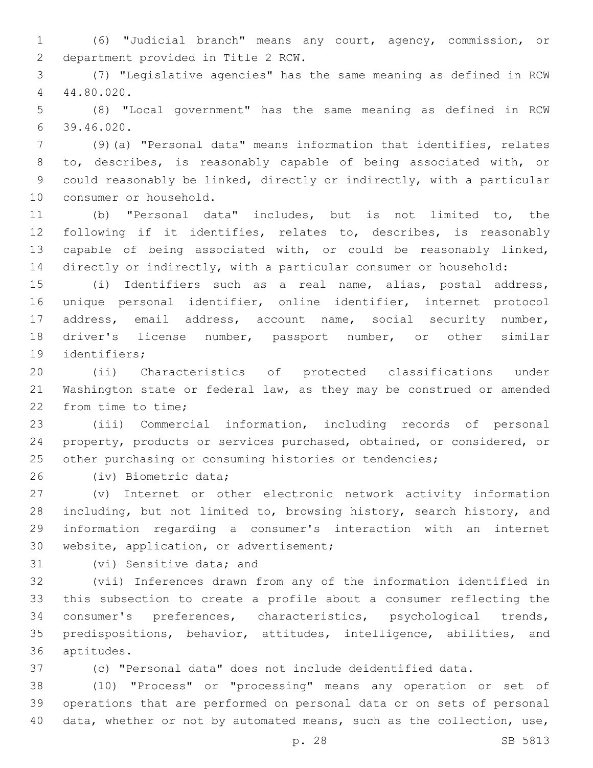(6) "Judicial branch" means any court, agency, commission, or department provided in Title 2 RCW.

(7) "Legislative agencies" has the same meaning as defined in RCW 44.80.020.

(8) "Local government" has the same meaning as defined in RCW 39.46.020.

(9)(a) "Personal data" means information that identifies, relates to, describes, is reasonably capable of being associated with, or could reasonably be linked, directly or indirectly, with a particular consumer or household.

(b) "Personal data" includes, but is not limited to, the following if it identifies, relates to, describes, is reasonably capable of being associated with, or could be reasonably linked, directly or indirectly, with a particular consumer or household:

(i) Identifiers such as a real name, alias, postal address, unique personal identifier, online identifier, internet protocol address, email address, account name, social security number, driver's license number, passport number, or other similar identifiers;

(ii) Characteristics of protected classifications under Washington state or federal law, as they may be construed or amended from time to time;

(iii) Commercial information, including records of personal property, products or services purchased, obtained, or considered, or other purchasing or consuming histories or tendencies;

(iv) Biometric data;

(v) Internet or other electronic network activity information including, but not limited to, browsing history, search history, and information regarding a consumer's interaction with an internet website, application, or advertisement;

(vi) Sensitive data; and

(vii) Inferences drawn from any of the information identified in this subsection to create a profile about a consumer reflecting the consumer's preferences, characteristics, psychological trends, predispositions, behavior, attitudes, intelligence, abilities, and aptitudes.

(c) "Personal data" does not include deidentified data.

(10) "Process" or "processing" means any operation or set of operations that are performed on personal data or on sets of personal data, whether or not by automated means, such as the collection, use,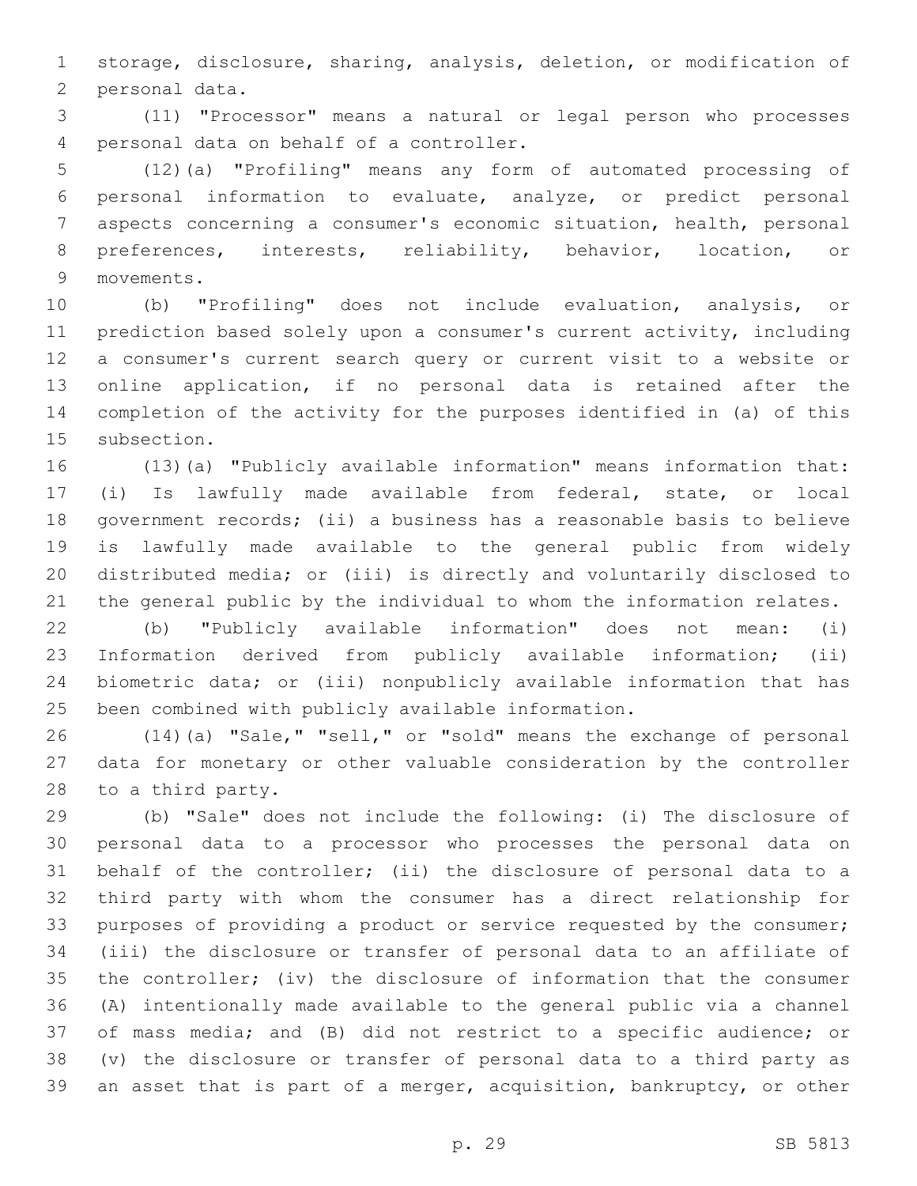storage, disclosure, sharing, analysis, deletion, or modification of personal data.

(11) "Processor" means a natural or legal person who processes personal data on behalf of a controller.

(12)(a) "Profiling" means any form of automated processing of personal information to evaluate, analyze, or predict personal aspects concerning a consumer's economic situation, health, personal preferences, interests, reliability, behavior, location, or movements.

(b) "Profiling" does not include evaluation, analysis, or prediction based solely upon a consumer's current activity, including a consumer's current search query or current visit to a website or online application, if no personal data is retained after the completion of the activity for the purposes identified in (a) of this subsection.

(13)(a) "Publicly available information" means information that: (i) Is lawfully made available from federal, state, or local government records; (ii) a business has a reasonable basis to believe is lawfully made available to the general public from widely distributed media; or (iii) is directly and voluntarily disclosed to the general public by the individual to whom the information relates.

(b) "Publicly available information" does not mean: (i) Information derived from publicly available information; (ii) biometric data; or (iii) nonpublicly available information that has been combined with publicly available information.

(14)(a) "Sale," "sell," or "sold" means the exchange of personal data for monetary or other valuable consideration by the controller to a third party.

(b) "Sale" does not include the following: (i) The disclosure of personal data to a processor who processes the personal data on behalf of the controller; (ii) the disclosure of personal data to a third party with whom the consumer has a direct relationship for purposes of providing a product or service requested by the consumer; (iii) the disclosure or transfer of personal data to an affiliate of the controller; (iv) the disclosure of information that the consumer (A) intentionally made available to the general public via a channel of mass media; and (B) did not restrict to a specific audience; or (v) the disclosure or transfer of personal data to a third party as an asset that is part of a merger, acquisition, bankruptcy, or other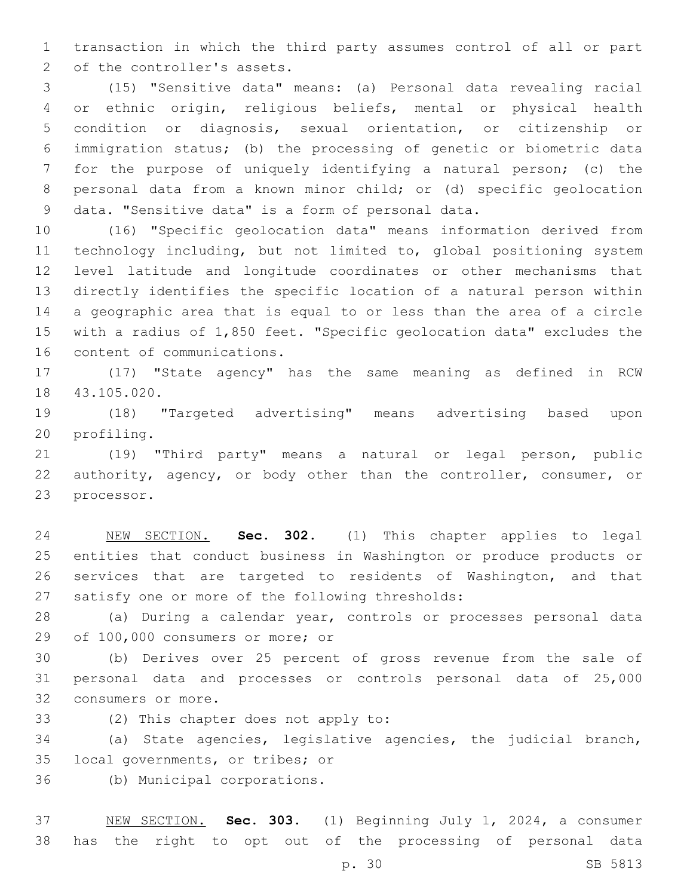transaction in which the third party assumes control of all or part of the controller's assets.

(15) "Sensitive data" means: (a) Personal data revealing racial or ethnic origin, religious beliefs, mental or physical health condition or diagnosis, sexual orientation, or citizenship or immigration status; (b) the processing of genetic or biometric data for the purpose of uniquely identifying a natural person; (c) the personal data from a known minor child; or (d) specific geolocation data. "Sensitive data" is a form of personal data.

(16) "Specific geolocation data" means information derived from technology including, but not limited to, global positioning system level latitude and longitude coordinates or other mechanisms that directly identifies the specific location of a natural person within a geographic area that is equal to or less than the area of a circle with a radius of 1,850 feet. "Specific geolocation data" excludes the content of communications.

(17) "State agency" has the same meaning as defined in RCW 43.105.020.

(18) "Targeted advertising" means advertising based upon profiling.

(19) "Third party" means a natural or legal person, public authority, agency, or body other than the controller, consumer, or processor.

NEW SECTION. **Sec. 302.** (1) This chapter applies to legal entities that conduct business in Washington or produce products or services that are targeted to residents of Washington, and that satisfy one or more of the following thresholds:

(a) During a calendar year, controls or processes personal data of 100,000 consumers or more; or

(b) Derives over 25 percent of gross revenue from the sale of personal data and processes or controls personal data of 25,000 consumers or more.

(2) This chapter does not apply to:

(a) State agencies, legislative agencies, the judicial branch, local governments, or tribes; or

(b) Municipal corporations.

NEW SECTION. **Sec. 303.** (1) Beginning July 1, 2024, a consumer has the right to opt out of the processing of personal data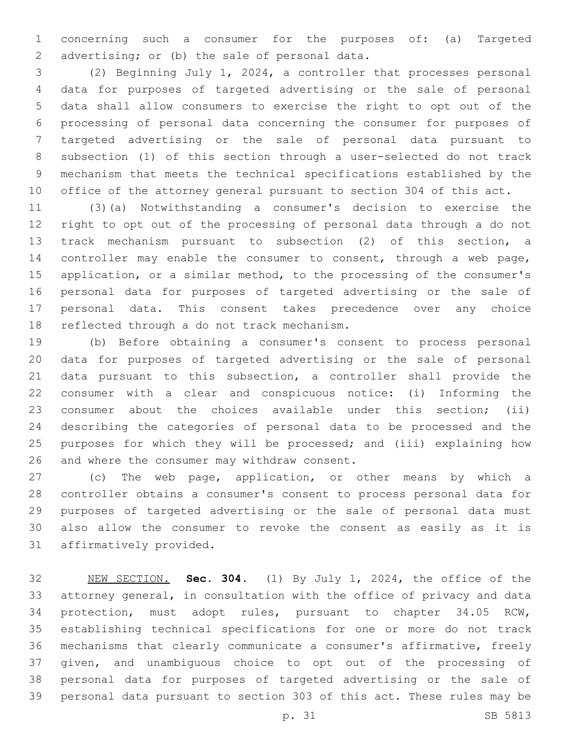concerning such a consumer for the purposes of: (a) Targeted advertising; or (b) the sale of personal data.

(2) Beginning July 1, 2024, a controller that processes personal data for purposes of targeted advertising or the sale of personal data shall allow consumers to exercise the right to opt out of the processing of personal data concerning the consumer for purposes of targeted advertising or the sale of personal data pursuant to subsection (1) of this section through a user-selected do not track mechanism that meets the technical specifications established by the office of the attorney general pursuant to section 304 of this act.

(3)(a) Notwithstanding a consumer's decision to exercise the right to opt out of the processing of personal data through a do not track mechanism pursuant to subsection (2) of this section, a controller may enable the consumer to consent, through a web page, application, or a similar method, to the processing of the consumer's personal data for purposes of targeted advertising or the sale of personal data. This consent takes precedence over any choice reflected through a do not track mechanism.

(b) Before obtaining a consumer's consent to process personal data for purposes of targeted advertising or the sale of personal data pursuant to this subsection, a controller shall provide the consumer with a clear and conspicuous notice: (i) Informing the consumer about the choices available under this section; (ii) describing the categories of personal data to be processed and the purposes for which they will be processed; and (iii) explaining how and where the consumer may withdraw consent.

(c) The web page, application, or other means by which a controller obtains a consumer's consent to process personal data for purposes of targeted advertising or the sale of personal data must also allow the consumer to revoke the consent as easily as it is affirmatively provided.

NEW SECTION. **Sec. 304.** (1) By July 1, 2024, the office of the attorney general, in consultation with the office of privacy and data protection, must adopt rules, pursuant to chapter 34.05 RCW, establishing technical specifications for one or more do not track mechanisms that clearly communicate a consumer's affirmative, freely given, and unambiguous choice to opt out of the processing of personal data for purposes of targeted advertising or the sale of personal data pursuant to section 303 of this act. These rules may be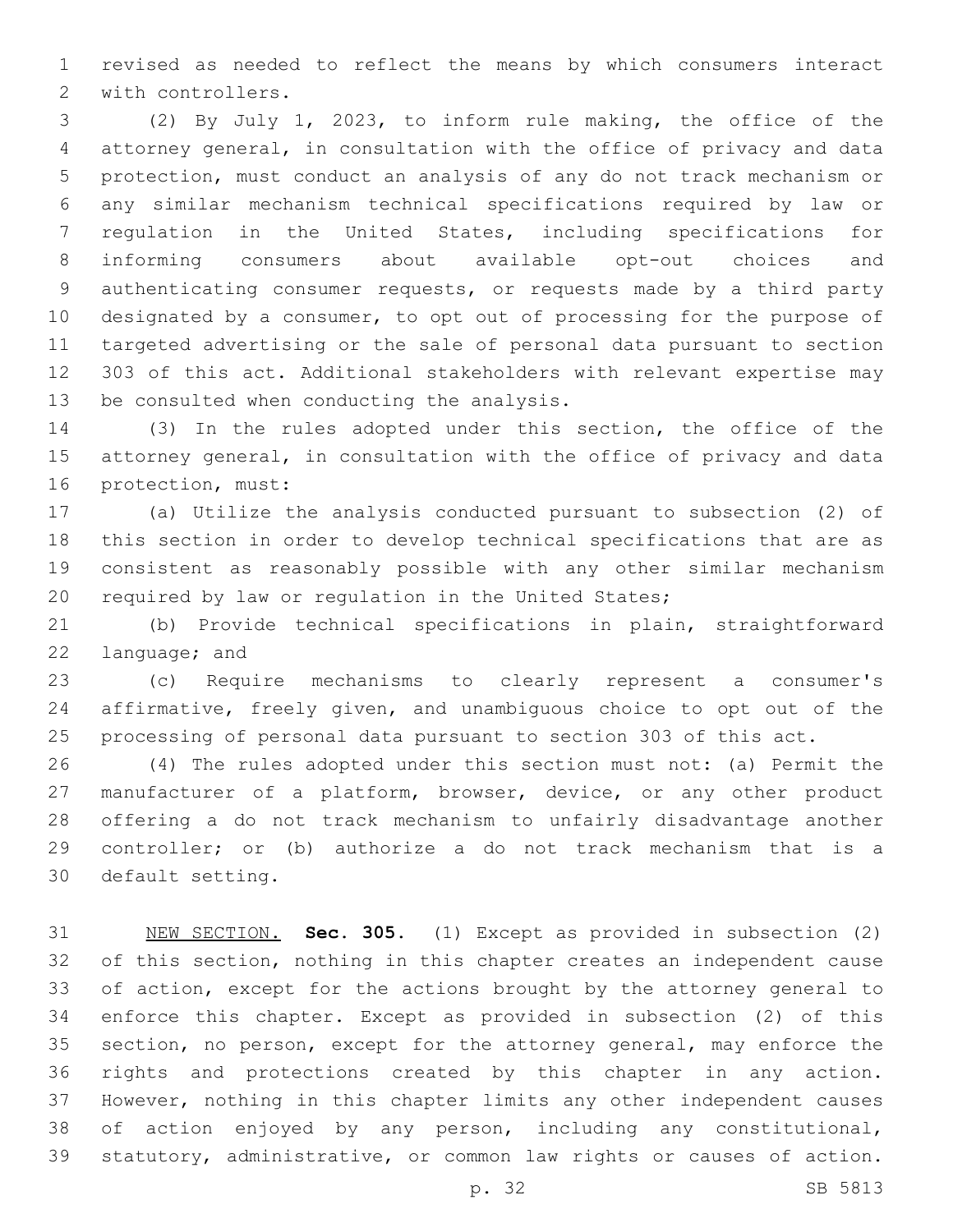revised as needed to reflect the means by which consumers interact with controllers.

(2) By July 1, 2023, to inform rule making, the office of the attorney general, in consultation with the office of privacy and data protection, must conduct an analysis of any do not track mechanism or any similar mechanism technical specifications required by law or regulation in the United States, including specifications for informing consumers about available opt-out choices and authenticating consumer requests, or requests made by a third party designated by a consumer, to opt out of processing for the purpose of targeted advertising or the sale of personal data pursuant to section 303 of this act. Additional stakeholders with relevant expertise may be consulted when conducting the analysis.

(3) In the rules adopted under this section, the office of the attorney general, in consultation with the office of privacy and data protection, must:

(a) Utilize the analysis conducted pursuant to subsection (2) of this section in order to develop technical specifications that are as consistent as reasonably possible with any other similar mechanism required by law or regulation in the United States;

(b) Provide technical specifications in plain, straightforward language; and

(c) Require mechanisms to clearly represent a consumer's affirmative, freely given, and unambiguous choice to opt out of the processing of personal data pursuant to section 303 of this act.

(4) The rules adopted under this section must not: (a) Permit the manufacturer of a platform, browser, device, or any other product offering a do not track mechanism to unfairly disadvantage another controller; or (b) authorize a do not track mechanism that is a default setting.

NEW SECTION. **Sec. 305.** (1) Except as provided in subsection (2) of this section, nothing in this chapter creates an independent cause of action, except for the actions brought by the attorney general to enforce this chapter. Except as provided in subsection (2) of this section, no person, except for the attorney general, may enforce the rights and protections created by this chapter in any action. However, nothing in this chapter limits any other independent causes of action enjoyed by any person, including any constitutional, statutory, administrative, or common law rights or causes of action.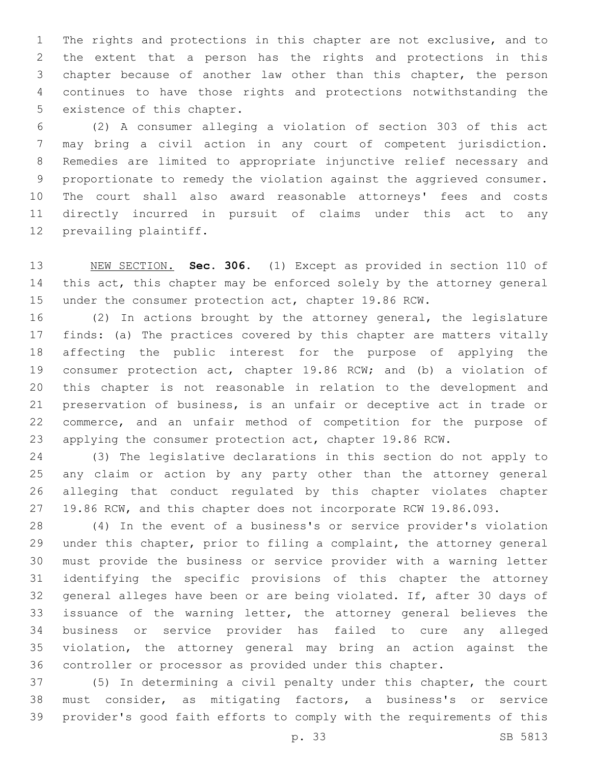The rights and protections in this chapter are not exclusive, and to the extent that a person has the rights and protections in this chapter because of another law other than this chapter, the person continues to have those rights and protections notwithstanding the existence of this chapter.

(2) A consumer alleging a violation of section 303 of this act may bring a civil action in any court of competent jurisdiction. Remedies are limited to appropriate injunctive relief necessary and proportionate to remedy the violation against the aggrieved consumer. The court shall also award reasonable attorneys' fees and costs directly incurred in pursuit of claims under this act to any prevailing plaintiff.

NEW SECTION. **Sec. 306.** (1) Except as provided in section 110 of this act, this chapter may be enforced solely by the attorney general under the consumer protection act, chapter 19.86 RCW.

(2) In actions brought by the attorney general, the legislature finds: (a) The practices covered by this chapter are matters vitally affecting the public interest for the purpose of applying the consumer protection act, chapter 19.86 RCW; and (b) a violation of this chapter is not reasonable in relation to the development and preservation of business, is an unfair or deceptive act in trade or commerce, and an unfair method of competition for the purpose of applying the consumer protection act, chapter 19.86 RCW.

(3) The legislative declarations in this section do not apply to any claim or action by any party other than the attorney general alleging that conduct regulated by this chapter violates chapter 19.86 RCW, and this chapter does not incorporate RCW 19.86.093.

(4) In the event of a business's or service provider's violation under this chapter, prior to filing a complaint, the attorney general must provide the business or service provider with a warning letter identifying the specific provisions of this chapter the attorney general alleges have been or are being violated. If, after 30 days of issuance of the warning letter, the attorney general believes the business or service provider has failed to cure any alleged violation, the attorney general may bring an action against the controller or processor as provided under this chapter.

(5) In determining a civil penalty under this chapter, the court must consider, as mitigating factors, a business's or service provider's good faith efforts to comply with the requirements of this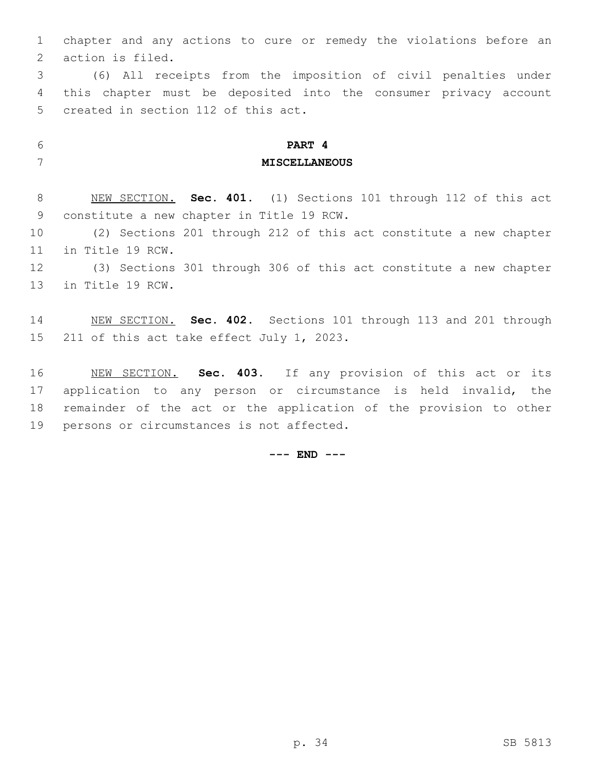chapter and any actions to cure or remedy the violations before an action is filed.

(6) All receipts from the imposition of civil penalties under this chapter must be deposited into the consumer privacy account created in section 112 of this act.

## PART 4
## MISCELLANEOUS

NEW SECTION. **Sec. 401.** (1) Sections 101 through 112 of this act constitute a new chapter in Title 19 RCW.

(2) Sections 201 through 212 of this act constitute a new chapter in Title 19 RCW.

(3) Sections 301 through 306 of this act constitute a new chapter in Title 19 RCW.

NEW SECTION. **Sec. 402.** Sections 101 through 113 and 201 through 211 of this act take effect July 1, 2023.

NEW SECTION. **Sec. 403.** If any provision of this act or its application to any person or circumstance is held invalid, the remainder of the act or the application of the provision to other persons or circumstances is not affected.

**--- END ---**